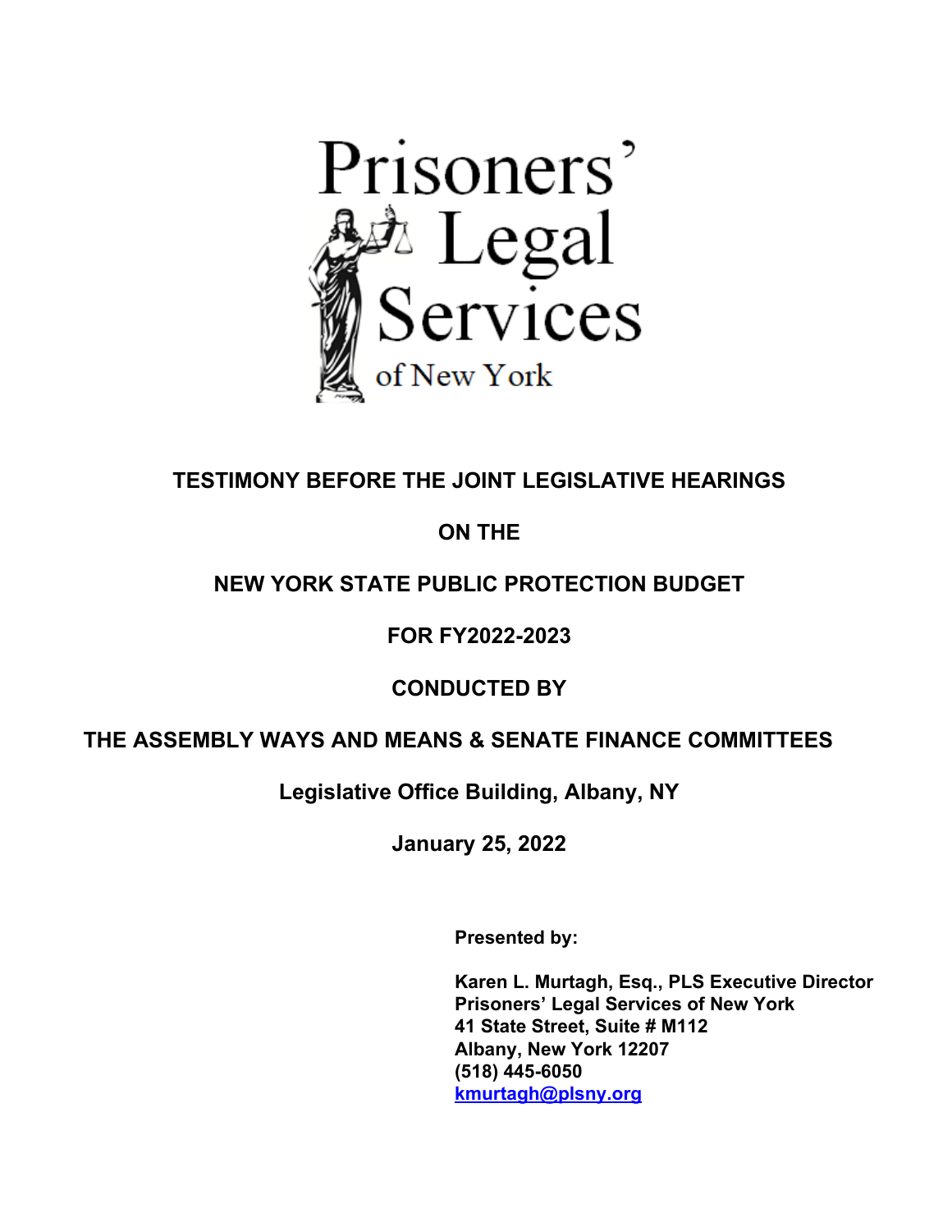Prisoners' Legal Services of New York

# TESTIMONY BEFORE THE JOINT LEGISLATIVE HEARINGS

# ON THE

# NEW YORK STATE PUBLIC PROTECTION BUDGET

# FOR FY2022-2023

# CONDUCTED BY

# THE ASSEMBLY WAYS AND MEANS & SENATE FINANCE COMMITTEES

**Legislative Office Building, Albany, NY**

**January 25, 2022**

**Presented by:**

**Karen L. Murtagh, Esq., PLS Executive Director**
**Prisoners' Legal Services of New York**
**41 State Street, Suite # M112**
**Albany, New York 12207**
**(518) 445-6050**
**kmurtagh@plsny.org**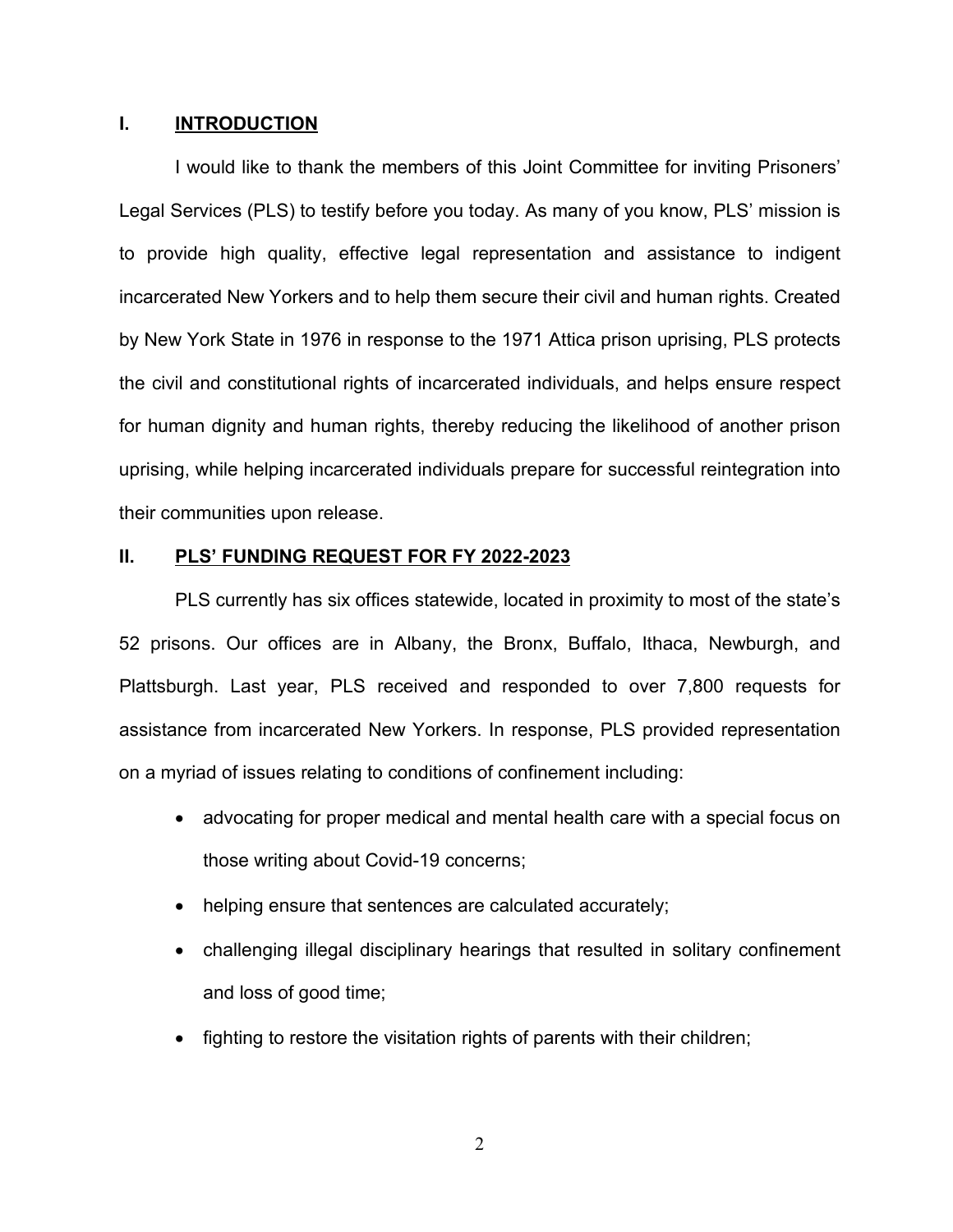## I. INTRODUCTION

I would like to thank the members of this Joint Committee for inviting Prisoners' Legal Services (PLS) to testify before you today. As many of you know, PLS' mission is to provide high quality, effective legal representation and assistance to indigent incarcerated New Yorkers and to help them secure their civil and human rights. Created by New York State in 1976 in response to the 1971 Attica prison uprising, PLS protects the civil and constitutional rights of incarcerated individuals, and helps ensure respect for human dignity and human rights, thereby reducing the likelihood of another prison uprising, while helping incarcerated individuals prepare for successful reintegration into their communities upon release.

## II. PLS' FUNDING REQUEST FOR FY 2022-2023

PLS currently has six offices statewide, located in proximity to most of the state's 52 prisons. Our offices are in Albany, the Bronx, Buffalo, Ithaca, Newburgh, and Plattsburgh. Last year, PLS received and responded to over 7,800 requests for assistance from incarcerated New Yorkers. In response, PLS provided representation on a myriad of issues relating to conditions of confinement including:

- advocating for proper medical and mental health care with a special focus on those writing about Covid-19 concerns;
- helping ensure that sentences are calculated accurately;
- challenging illegal disciplinary hearings that resulted in solitary confinement and loss of good time;
- fighting to restore the visitation rights of parents with their children;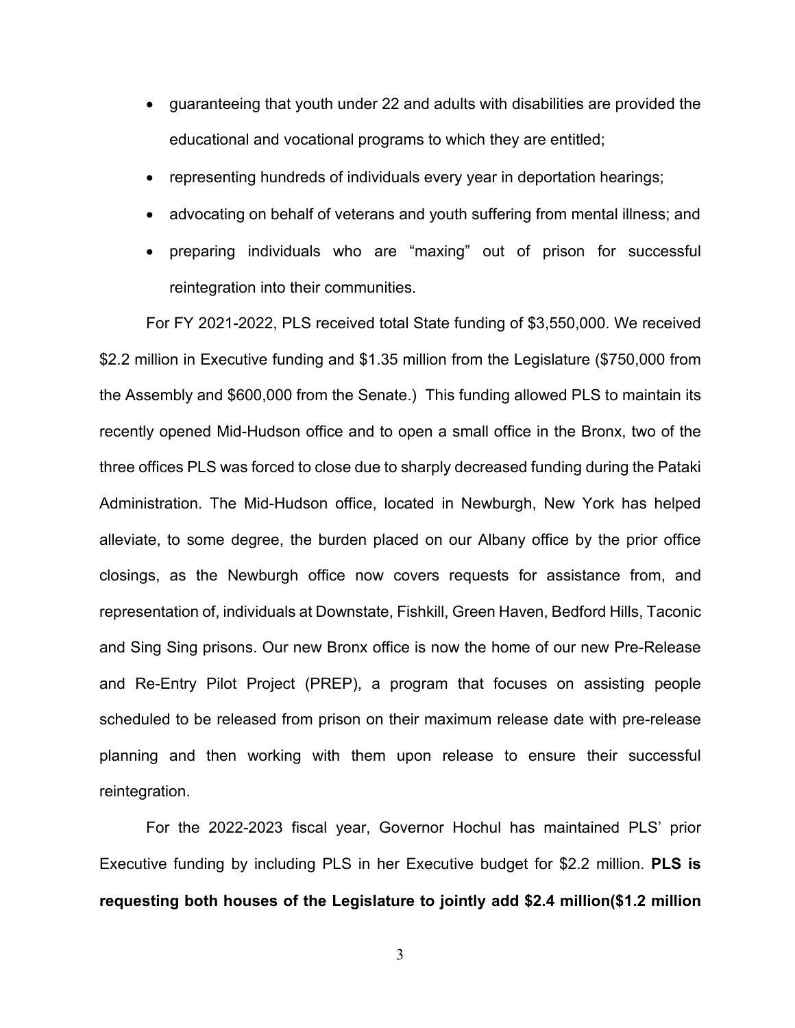- guaranteeing that youth under 22 and adults with disabilities are provided the educational and vocational programs to which they are entitled;
- representing hundreds of individuals every year in deportation hearings;
- advocating on behalf of veterans and youth suffering from mental illness; and
- preparing individuals who are "maxing" out of prison for successful reintegration into their communities.

For FY 2021-2022, PLS received total State funding of $3,550,000. We received $2.2 million in Executive funding and $1.35 million from the Legislature ($750,000 from the Assembly and $600,000 from the Senate.) This funding allowed PLS to maintain its recently opened Mid-Hudson office and to open a small office in the Bronx, two of the three offices PLS was forced to close due to sharply decreased funding during the Pataki Administration. The Mid-Hudson office, located in Newburgh, New York has helped alleviate, to some degree, the burden placed on our Albany office by the prior office closings, as the Newburgh office now covers requests for assistance from, and representation of, individuals at Downstate, Fishkill, Green Haven, Bedford Hills, Taconic and Sing Sing prisons. Our new Bronx office is now the home of our new Pre-Release and Re-Entry Pilot Project (PREP), a program that focuses on assisting people scheduled to be released from prison on their maximum release date with pre-release planning and then working with them upon release to ensure their successful reintegration.

For the 2022-2023 fiscal year, Governor Hochul has maintained PLS' prior Executive funding by including PLS in her Executive budget for $2.2 million. **PLS is requesting both houses of the Legislature to jointly add $2.4 million($1.2 million**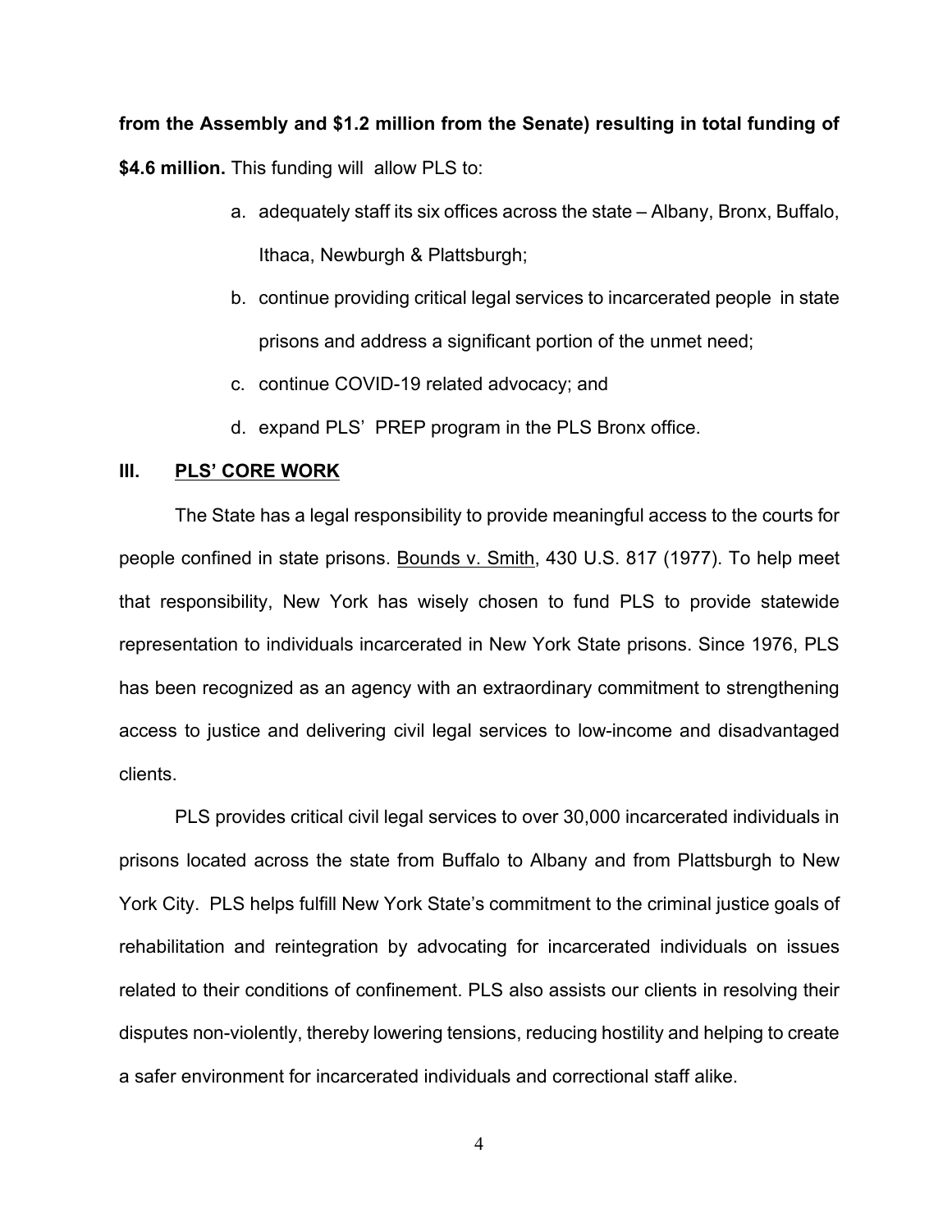**from the Assembly and $1.2 million from the Senate) resulting in total funding of $4.6 million.** This funding will allow PLS to:

a. adequately staff its six offices across the state – Albany, Bronx, Buffalo, Ithaca, Newburgh & Plattsburgh;

b. continue providing critical legal services to incarcerated people in state prisons and address a significant portion of the unmet need;

c. continue COVID-19 related advocacy; and

d. expand PLS' PREP program in the PLS Bronx office.

## III. PLS' CORE WORK

The State has a legal responsibility to provide meaningful access to the courts for people confined in state prisons. Bounds v. Smith, 430 U.S. 817 (1977). To help meet that responsibility, New York has wisely chosen to fund PLS to provide statewide representation to individuals incarcerated in New York State prisons. Since 1976, PLS has been recognized as an agency with an extraordinary commitment to strengthening access to justice and delivering civil legal services to low-income and disadvantaged clients.

PLS provides critical civil legal services to over 30,000 incarcerated individuals in prisons located across the state from Buffalo to Albany and from Plattsburgh to New York City. PLS helps fulfill New York State's commitment to the criminal justice goals of rehabilitation and reintegration by advocating for incarcerated individuals on issues related to their conditions of confinement. PLS also assists our clients in resolving their disputes non-violently, thereby lowering tensions, reducing hostility and helping to create a safer environment for incarcerated individuals and correctional staff alike.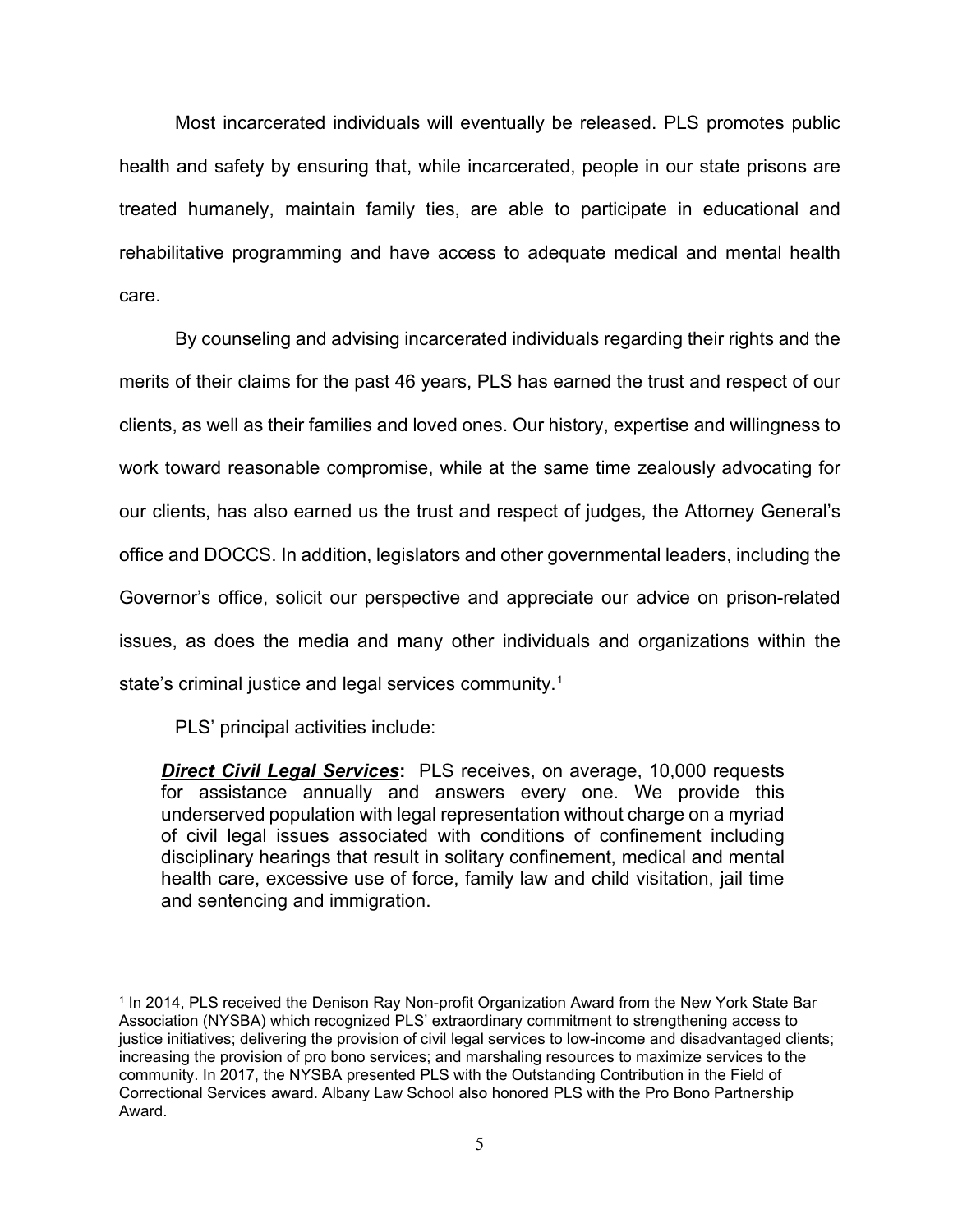Most incarcerated individuals will eventually be released. PLS promotes public health and safety by ensuring that, while incarcerated, people in our state prisons are treated humanely, maintain family ties, are able to participate in educational and rehabilitative programming and have access to adequate medical and mental health care.

By counseling and advising incarcerated individuals regarding their rights and the merits of their claims for the past 46 years, PLS has earned the trust and respect of our clients, as well as their families and loved ones. Our history, expertise and willingness to work toward reasonable compromise, while at the same time zealously advocating for our clients, has also earned us the trust and respect of judges, the Attorney General's office and DOCCS. In addition, legislators and other governmental leaders, including the Governor's office, solicit our perspective and appreciate our advice on prison-related issues, as does the media and many other individuals and organizations within the state's criminal justice and legal services community.[1]

PLS' principal activities include:

> ***Direct Civil Legal Services*:** PLS receives, on average, 10,000 requests for assistance annually and answers every one. We provide this underserved population with legal representation without charge on a myriad of civil legal issues associated with conditions of confinement including disciplinary hearings that result in solitary confinement, medical and mental health care, excessive use of force, family law and child visitation, jail time and sentencing and immigration.

[1] In 2014, PLS received the Denison Ray Non-profit Organization Award from the New York State Bar Association (NYSBA) which recognized PLS' extraordinary commitment to strengthening access to justice initiatives; delivering the provision of civil legal services to low-income and disadvantaged clients; increasing the provision of pro bono services; and marshaling resources to maximize services to the community. In 2017, the NYSBA presented PLS with the Outstanding Contribution in the Field of Correctional Services award. Albany Law School also honored PLS with the Pro Bono Partnership Award.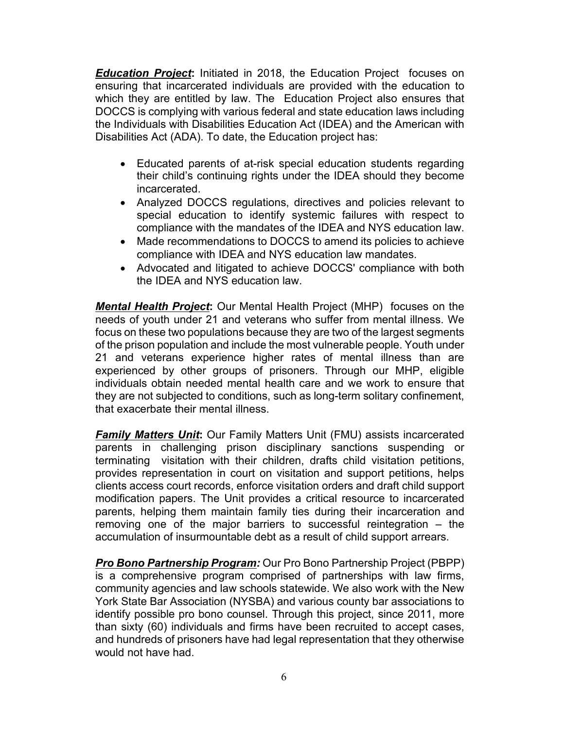***Education Project*:** Initiated in 2018, the Education Project focuses on ensuring that incarcerated individuals are provided with the education to which they are entitled by law. The Education Project also ensures that DOCCS is complying with various federal and state education laws including the Individuals with Disabilities Education Act (IDEA) and the American with Disabilities Act (ADA). To date, the Education project has:

- Educated parents of at-risk special education students regarding their child's continuing rights under the IDEA should they become incarcerated.
- Analyzed DOCCS regulations, directives and policies relevant to special education to identify systemic failures with respect to compliance with the mandates of the IDEA and NYS education law.
- Made recommendations to DOCCS to amend its policies to achieve compliance with IDEA and NYS education law mandates.
- Advocated and litigated to achieve DOCCS' compliance with both the IDEA and NYS education law.

***Mental Health Project*:** Our Mental Health Project (MHP) focuses on the needs of youth under 21 and veterans who suffer from mental illness. We focus on these two populations because they are two of the largest segments of the prison population and include the most vulnerable people. Youth under 21 and veterans experience higher rates of mental illness than are experienced by other groups of prisoners. Through our MHP, eligible individuals obtain needed mental health care and we work to ensure that they are not subjected to conditions, such as long-term solitary confinement, that exacerbate their mental illness.

***Family Matters Unit*:** Our Family Matters Unit (FMU) assists incarcerated parents in challenging prison disciplinary sanctions suspending or terminating visitation with their children, drafts child visitation petitions, provides representation in court on visitation and support petitions, helps clients access court records, enforce visitation orders and draft child support modification papers. The Unit provides a critical resource to incarcerated parents, helping them maintain family ties during their incarceration and removing one of the major barriers to successful reintegration – the accumulation of insurmountable debt as a result of child support arrears.

***Pro Bono Partnership Program:*** Our Pro Bono Partnership Project (PBPP) is a comprehensive program comprised of partnerships with law firms, community agencies and law schools statewide. We also work with the New York State Bar Association (NYSBA) and various county bar associations to identify possible pro bono counsel. Through this project, since 2011, more than sixty (60) individuals and firms have been recruited to accept cases, and hundreds of prisoners have had legal representation that they otherwise would not have had.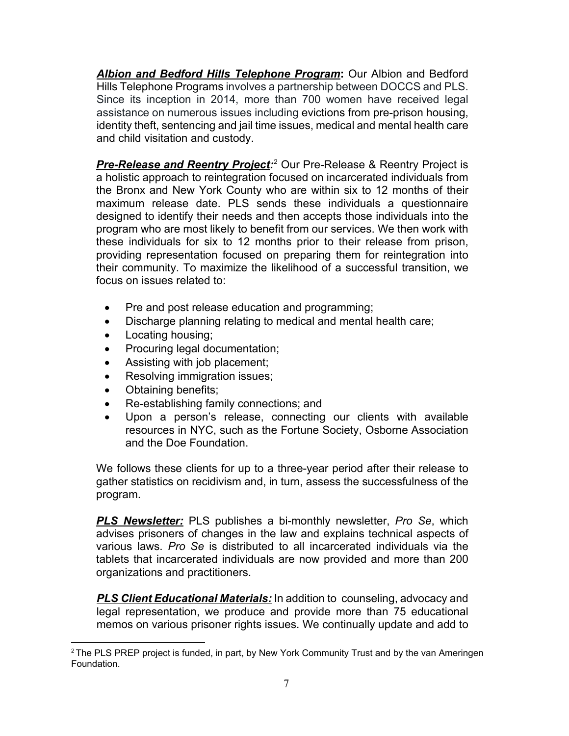***Albion and Bedford Hills Telephone Program*:** Our Albion and Bedford Hills Telephone Programs involves a partnership between DOCCS and PLS. Since its inception in 2014, more than 700 women have received legal assistance on numerous issues including evictions from pre-prison housing, identity theft, sentencing and jail time issues, medical and mental health care and child visitation and custody.

***Pre-Release and Reentry Project:***[2] Our Pre-Release & Reentry Project is a holistic approach to reintegration focused on incarcerated individuals from the Bronx and New York County who are within six to 12 months of their maximum release date. PLS sends these individuals a questionnaire designed to identify their needs and then accepts those individuals into the program who are most likely to benefit from our services. We then work with these individuals for six to 12 months prior to their release from prison, providing representation focused on preparing them for reintegration into their community. To maximize the likelihood of a successful transition, we focus on issues related to:

- Pre and post release education and programming;
- Discharge planning relating to medical and mental health care;
- Locating housing;
- Procuring legal documentation;
- Assisting with job placement;
- Resolving immigration issues;
- Obtaining benefits;
- Re-establishing family connections; and
- Upon a person's release, connecting our clients with available resources in NYC, such as the Fortune Society, Osborne Association and the Doe Foundation.

We follows these clients for up to a three-year period after their release to gather statistics on recidivism and, in turn, assess the successfulness of the program.

***PLS Newsletter:*** PLS publishes a bi-monthly newsletter, *Pro Se*, which advises prisoners of changes in the law and explains technical aspects of various laws. *Pro Se* is distributed to all incarcerated individuals via the tablets that incarcerated individuals are now provided and more than 200 organizations and practitioners.

***PLS Client Educational Materials:*** In addition to counseling, advocacy and legal representation, we produce and provide more than 75 educational memos on various prisoner rights issues. We continually update and add to

---

[2] The PLS PREP project is funded, in part, by New York Community Trust and by the van Ameringen Foundation.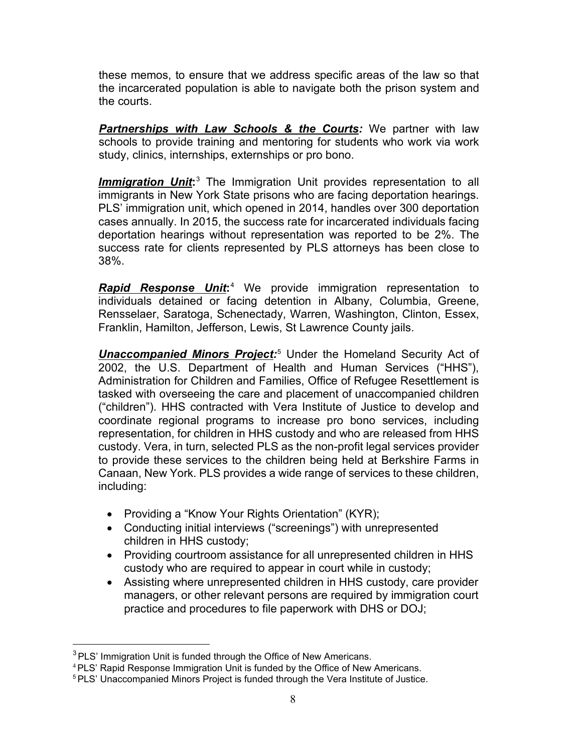these memos, to ensure that we address specific areas of the law so that the incarcerated population is able to navigate both the prison system and the courts.

***Partnerships with Law Schools & the Courts:*** We partner with law schools to provide training and mentoring for students who work via work study, clinics, internships, externships or pro bono.

***Immigration Unit*:**[3] The Immigration Unit provides representation to all immigrants in New York State prisons who are facing deportation hearings. PLS' immigration unit, which opened in 2014, handles over 300 deportation cases annually. In 2015, the success rate for incarcerated individuals facing deportation hearings without representation was reported to be 2%. The success rate for clients represented by PLS attorneys has been close to 38%.

***Rapid Response Unit*:**[4] We provide immigration representation to individuals detained or facing detention in Albany, Columbia, Greene, Rensselaer, Saratoga, Schenectady, Warren, Washington, Clinton, Essex, Franklin, Hamilton, Jefferson, Lewis, St Lawrence County jails.

***Unaccompanied Minors Project:***[5] Under the Homeland Security Act of 2002, the U.S. Department of Health and Human Services ("HHS"), Administration for Children and Families, Office of Refugee Resettlement is tasked with overseeing the care and placement of unaccompanied children ("children"). HHS contracted with Vera Institute of Justice to develop and coordinate regional programs to increase pro bono services, including representation, for children in HHS custody and who are released from HHS custody. Vera, in turn, selected PLS as the non-profit legal services provider to provide these services to the children being held at Berkshire Farms in Canaan, New York. PLS provides a wide range of services to these children, including:

- Providing a "Know Your Rights Orientation" (KYR);
- Conducting initial interviews ("screenings") with unrepresented children in HHS custody;
- Providing courtroom assistance for all unrepresented children in HHS custody who are required to appear in court while in custody;
- Assisting where unrepresented children in HHS custody, care provider managers, or other relevant persons are required by immigration court practice and procedures to file paperwork with DHS or DOJ;

---

[3] PLS' Immigration Unit is funded through the Office of New Americans.

[4] PLS' Rapid Response Immigration Unit is funded by the Office of New Americans.

[5] PLS' Unaccompanied Minors Project is funded through the Vera Institute of Justice.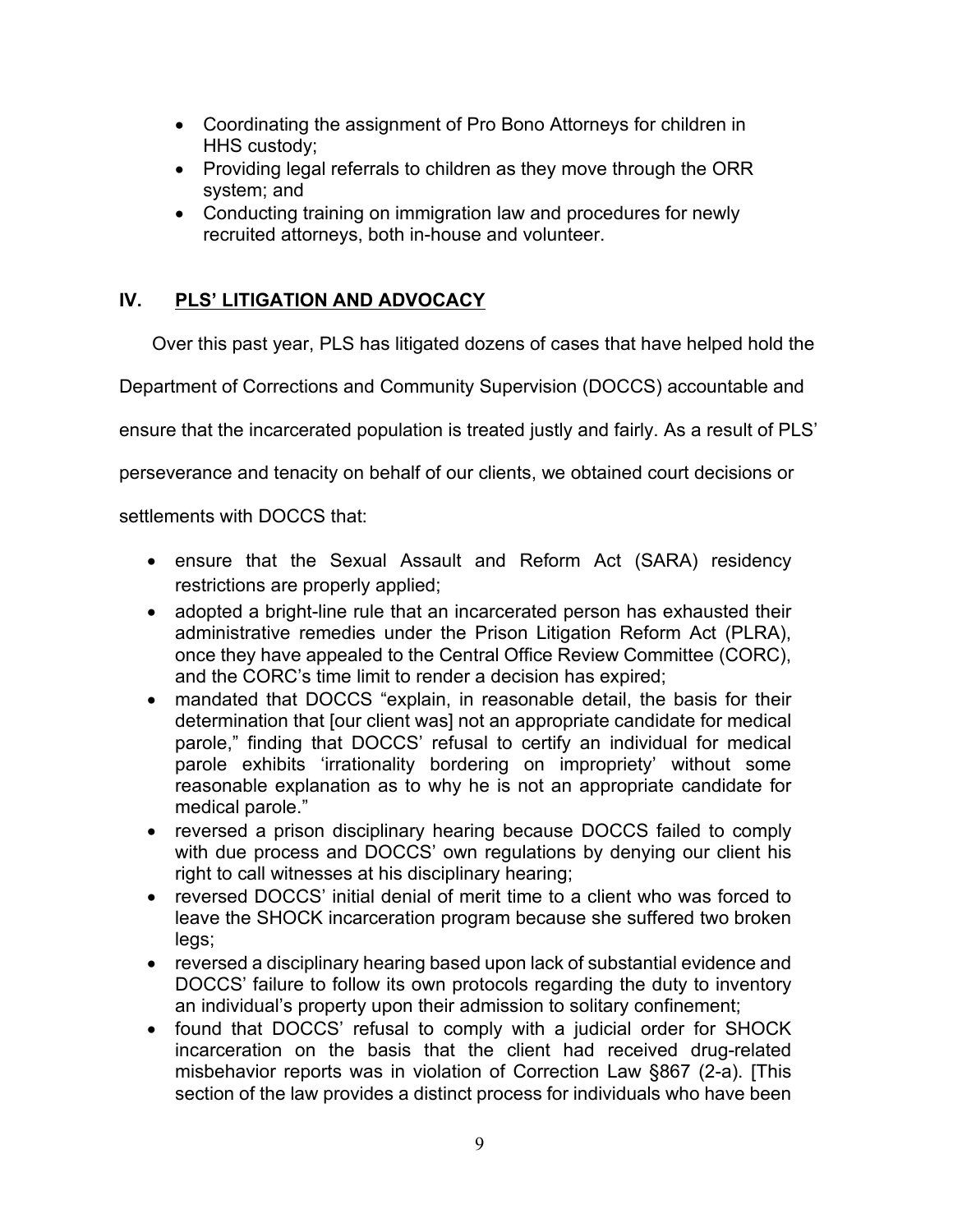- Coordinating the assignment of Pro Bono Attorneys for children in HHS custody;
- Providing legal referrals to children as they move through the ORR system; and
- Conducting training on immigration law and procedures for newly recruited attorneys, both in-house and volunteer.

## IV. PLS' LITIGATION AND ADVOCACY

Over this past year, PLS has litigated dozens of cases that have helped hold the Department of Corrections and Community Supervision (DOCCS) accountable and ensure that the incarcerated population is treated justly and fairly. As a result of PLS' perseverance and tenacity on behalf of our clients, we obtained court decisions or settlements with DOCCS that:

- ensure that the Sexual Assault and Reform Act (SARA) residency restrictions are properly applied;
- adopted a bright-line rule that an incarcerated person has exhausted their administrative remedies under the Prison Litigation Reform Act (PLRA), once they have appealed to the Central Office Review Committee (CORC), and the CORC's time limit to render a decision has expired;
- mandated that DOCCS "explain, in reasonable detail, the basis for their determination that [our client was] not an appropriate candidate for medical parole," finding that DOCCS' refusal to certify an individual for medical parole exhibits 'irrationality bordering on impropriety' without some reasonable explanation as to why he is not an appropriate candidate for medical parole."
- reversed a prison disciplinary hearing because DOCCS failed to comply with due process and DOCCS' own regulations by denying our client his right to call witnesses at his disciplinary hearing;
- reversed DOCCS' initial denial of merit time to a client who was forced to leave the SHOCK incarceration program because she suffered two broken legs;
- reversed a disciplinary hearing based upon lack of substantial evidence and DOCCS' failure to follow its own protocols regarding the duty to inventory an individual's property upon their admission to solitary confinement;
- found that DOCCS' refusal to comply with a judicial order for SHOCK incarceration on the basis that the client had received drug-related misbehavior reports was in violation of Correction Law §867 (2-a). [This section of the law provides a distinct process for individuals who have been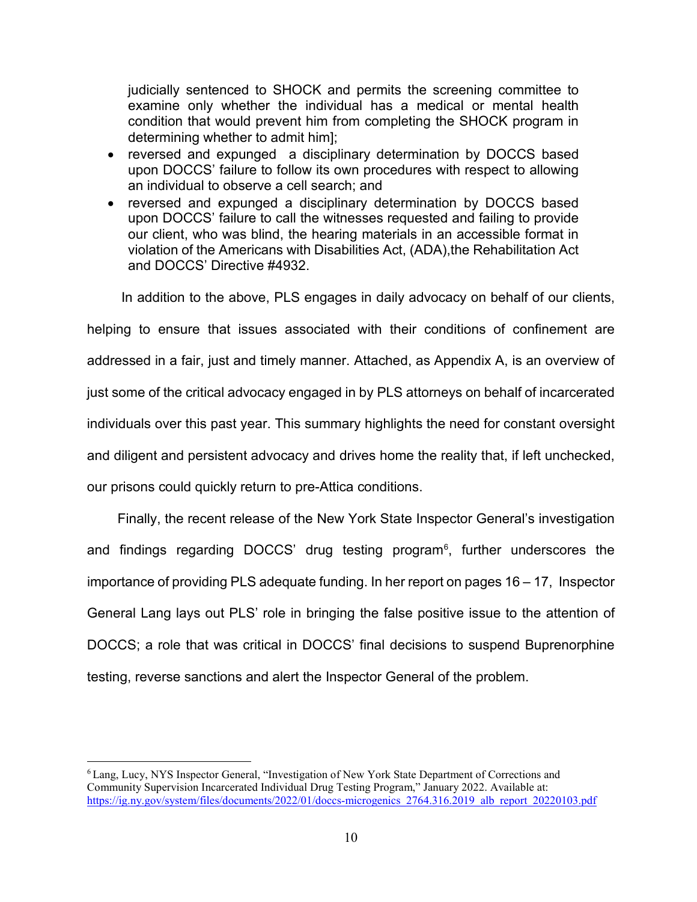judicially sentenced to SHOCK and permits the screening committee to examine only whether the individual has a medical or mental health condition that would prevent him from completing the SHOCK program in determining whether to admit him];

- reversed and expunged a disciplinary determination by DOCCS based upon DOCCS' failure to follow its own procedures with respect to allowing an individual to observe a cell search; and
- reversed and expunged a disciplinary determination by DOCCS based upon DOCCS' failure to call the witnesses requested and failing to provide our client, who was blind, the hearing materials in an accessible format in violation of the Americans with Disabilities Act, (ADA),the Rehabilitation Act and DOCCS' Directive #4932.

In addition to the above, PLS engages in daily advocacy on behalf of our clients, helping to ensure that issues associated with their conditions of confinement are addressed in a fair, just and timely manner. Attached, as Appendix A, is an overview of just some of the critical advocacy engaged in by PLS attorneys on behalf of incarcerated individuals over this past year. This summary highlights the need for constant oversight and diligent and persistent advocacy and drives home the reality that, if left unchecked, our prisons could quickly return to pre-Attica conditions.

Finally, the recent release of the New York State Inspector General's investigation and findings regarding DOCCS' drug testing program[6], further underscores the importance of providing PLS adequate funding. In her report on pages 16 – 17, Inspector General Lang lays out PLS' role in bringing the false positive issue to the attention of DOCCS; a role that was critical in DOCCS' final decisions to suspend Buprenorphine testing, reverse sanctions and alert the Inspector General of the problem.

---

[6] Lang, Lucy, NYS Inspector General, "Investigation of New York State Department of Corrections and Community Supervision Incarcerated Individual Drug Testing Program," January 2022. Available at: https://ig.ny.gov/system/files/documents/2022/01/doccs-microgenics_2764.316.2019_alb_report_20220103.pdf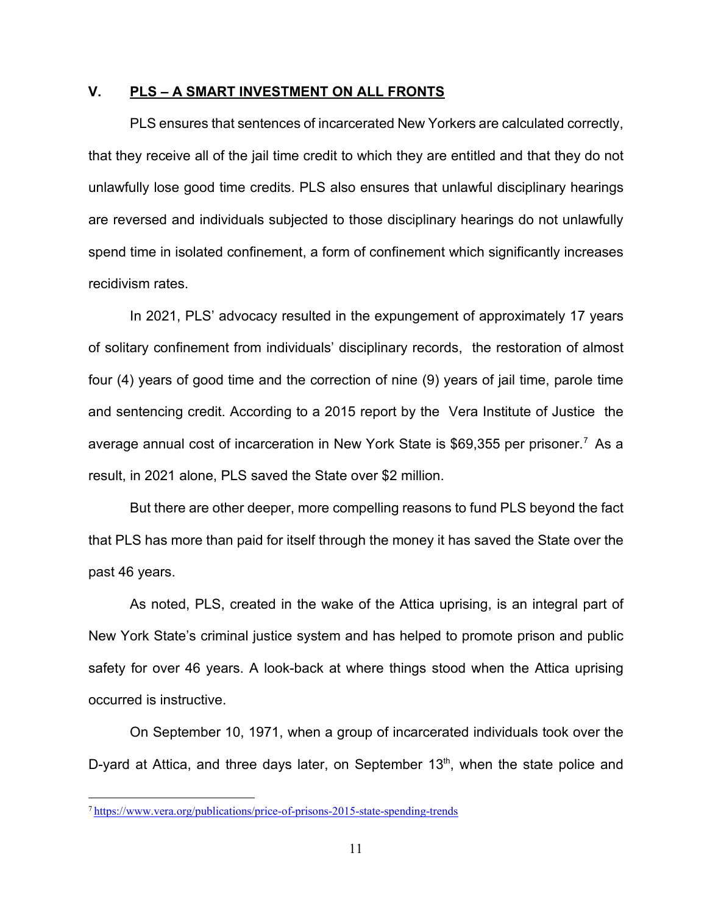## V. PLS – A SMART INVESTMENT ON ALL FRONTS

PLS ensures that sentences of incarcerated New Yorkers are calculated correctly, that they receive all of the jail time credit to which they are entitled and that they do not unlawfully lose good time credits. PLS also ensures that unlawful disciplinary hearings are reversed and individuals subjected to those disciplinary hearings do not unlawfully spend time in isolated confinement, a form of confinement which significantly increases recidivism rates.

In 2021, PLS' advocacy resulted in the expungement of approximately 17 years of solitary confinement from individuals' disciplinary records, the restoration of almost four (4) years of good time and the correction of nine (9) years of jail time, parole time and sentencing credit. According to a 2015 report by the Vera Institute of Justice the average annual cost of incarceration in New York State is $69,355 per prisoner.[7] As a result, in 2021 alone, PLS saved the State over $2 million.

But there are other deeper, more compelling reasons to fund PLS beyond the fact that PLS has more than paid for itself through the money it has saved the State over the past 46 years.

As noted, PLS, created in the wake of the Attica uprising, is an integral part of New York State's criminal justice system and has helped to promote prison and public safety for over 46 years. A look-back at where things stood when the Attica uprising occurred is instructive.

On September 10, 1971, when a group of incarcerated individuals took over the D-yard at Attica, and three days later, on September 13th, when the state police and

---

[7] https://www.vera.org/publications/price-of-prisons-2015-state-spending-trends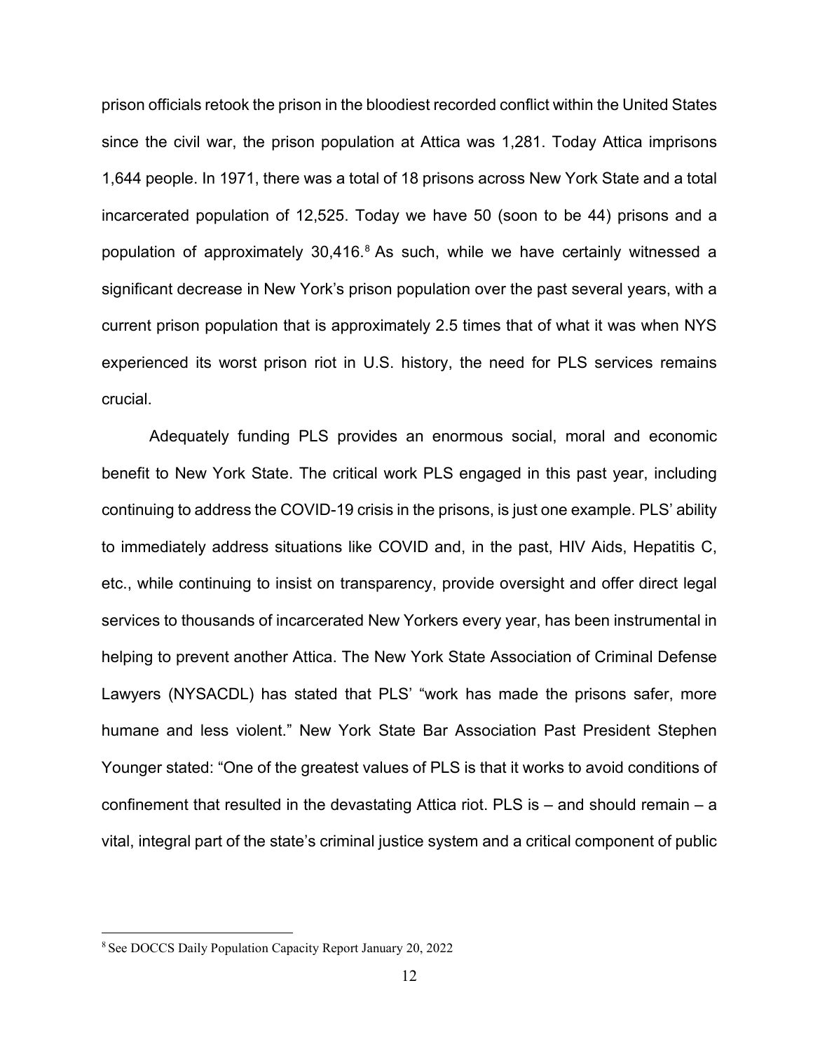prison officials retook the prison in the bloodiest recorded conflict within the United States since the civil war, the prison population at Attica was 1,281. Today Attica imprisons 1,644 people. In 1971, there was a total of 18 prisons across New York State and a total incarcerated population of 12,525. Today we have 50 (soon to be 44) prisons and a population of approximately 30,416.[8] As such, while we have certainly witnessed a significant decrease in New York's prison population over the past several years, with a current prison population that is approximately 2.5 times that of what it was when NYS experienced its worst prison riot in U.S. history, the need for PLS services remains crucial.

Adequately funding PLS provides an enormous social, moral and economic benefit to New York State. The critical work PLS engaged in this past year, including continuing to address the COVID-19 crisis in the prisons, is just one example. PLS' ability to immediately address situations like COVID and, in the past, HIV Aids, Hepatitis C, etc., while continuing to insist on transparency, provide oversight and offer direct legal services to thousands of incarcerated New Yorkers every year, has been instrumental in helping to prevent another Attica. The New York State Association of Criminal Defense Lawyers (NYSACDL) has stated that PLS' "work has made the prisons safer, more humane and less violent." New York State Bar Association Past President Stephen Younger stated: "One of the greatest values of PLS is that it works to avoid conditions of confinement that resulted in the devastating Attica riot. PLS is – and should remain – a vital, integral part of the state's criminal justice system and a critical component of public

[8] See DOCCS Daily Population Capacity Report January 20, 2022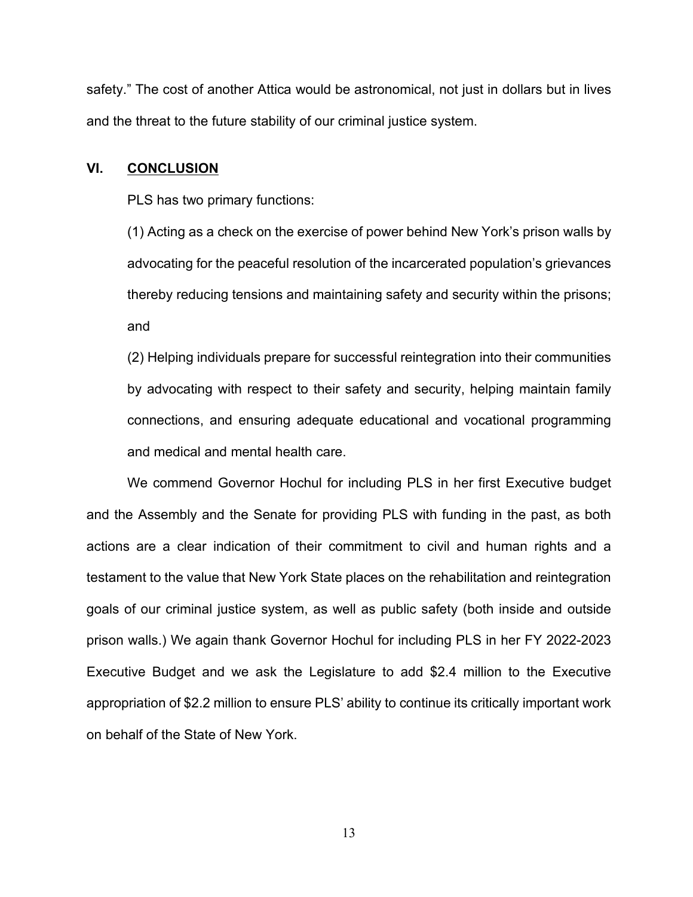safety." The cost of another Attica would be astronomical, not just in dollars but in lives and the threat to the future stability of our criminal justice system.

## VI. CONCLUSION

PLS has two primary functions:

(1) Acting as a check on the exercise of power behind New York's prison walls by advocating for the peaceful resolution of the incarcerated population's grievances thereby reducing tensions and maintaining safety and security within the prisons; and

(2) Helping individuals prepare for successful reintegration into their communities by advocating with respect to their safety and security, helping maintain family connections, and ensuring adequate educational and vocational programming and medical and mental health care.

We commend Governor Hochul for including PLS in her first Executive budget and the Assembly and the Senate for providing PLS with funding in the past, as both actions are a clear indication of their commitment to civil and human rights and a testament to the value that New York State places on the rehabilitation and reintegration goals of our criminal justice system, as well as public safety (both inside and outside prison walls.) We again thank Governor Hochul for including PLS in her FY 2022-2023 Executive Budget and we ask the Legislature to add $2.4 million to the Executive appropriation of $2.2 million to ensure PLS' ability to continue its critically important work on behalf of the State of New York.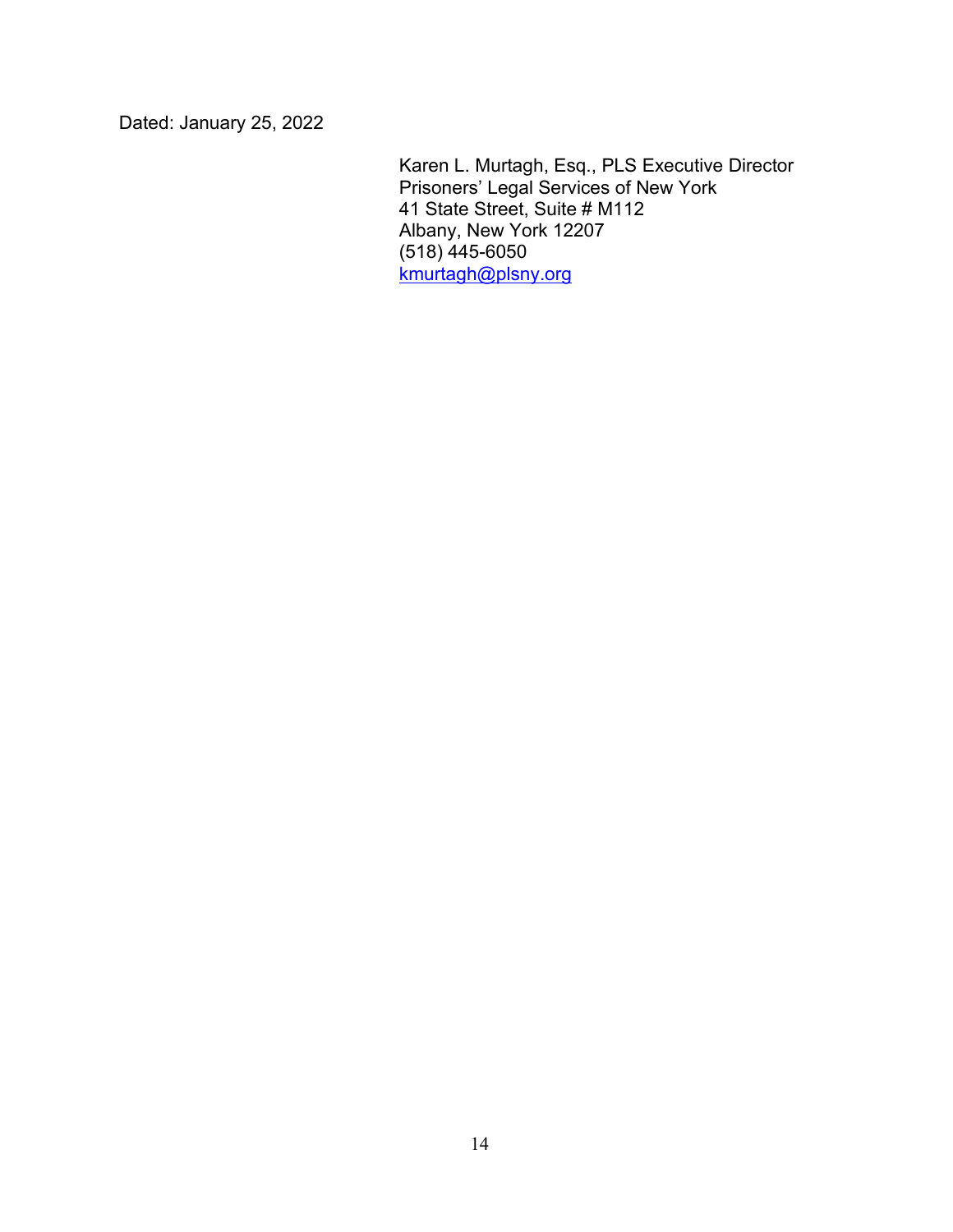Dated: January 25, 2022

Karen L. Murtagh, Esq., PLS Executive Director
Prisoners' Legal Services of New York
41 State Street, Suite # M112
Albany, New York 12207
(518) 445-6050
kmurtagh@plsny.org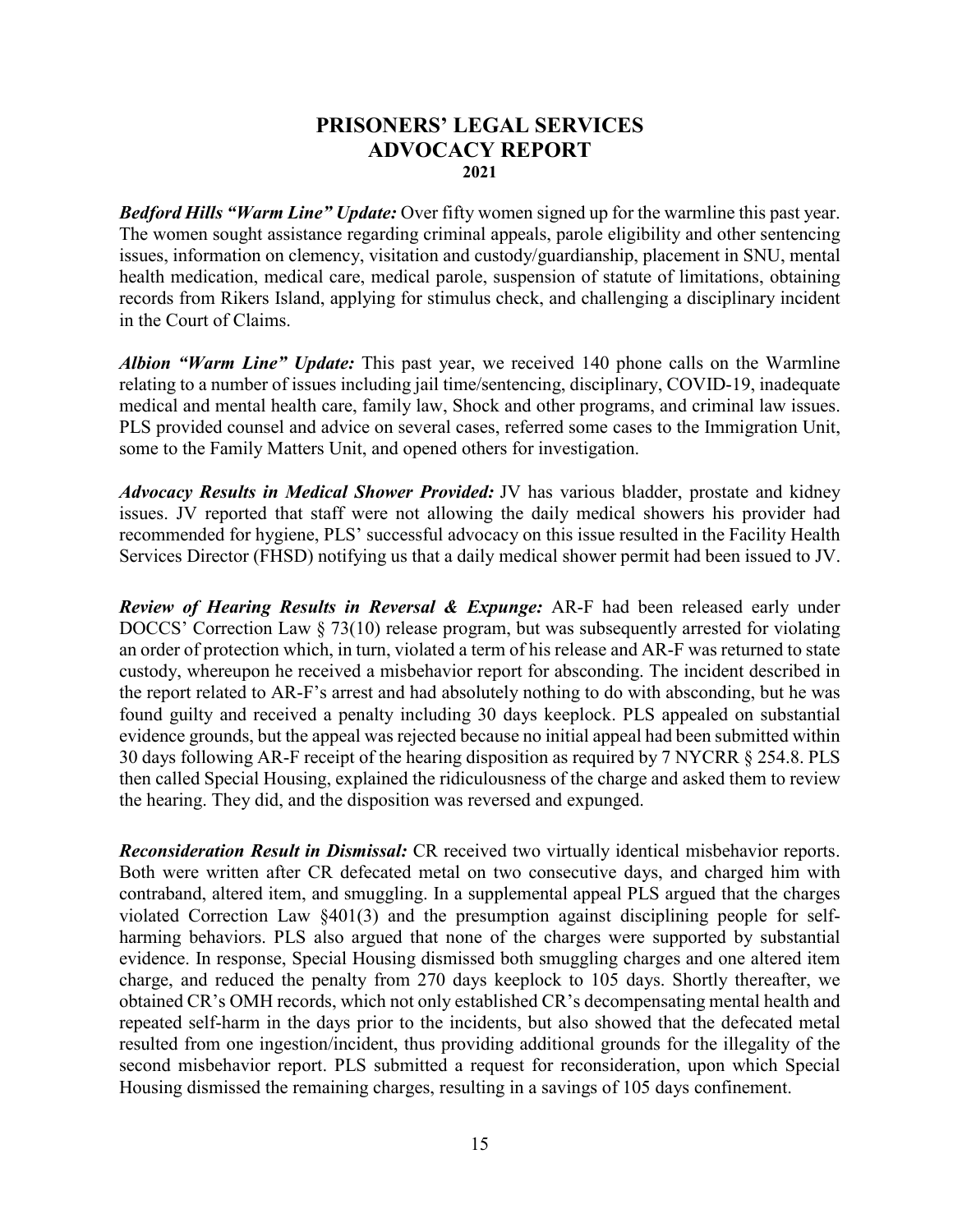# PRISONERS' LEGAL SERVICES
# ADVOCACY REPORT
## 2021

***Bedford Hills "Warm Line" Update:*** Over fifty women signed up for the warmline this past year. The women sought assistance regarding criminal appeals, parole eligibility and other sentencing issues, information on clemency, visitation and custody/guardianship, placement in SNU, mental health medication, medical care, medical parole, suspension of statute of limitations, obtaining records from Rikers Island, applying for stimulus check, and challenging a disciplinary incident in the Court of Claims.

***Albion "Warm Line" Update:*** This past year, we received 140 phone calls on the Warmline relating to a number of issues including jail time/sentencing, disciplinary, COVID-19, inadequate medical and mental health care, family law, Shock and other programs, and criminal law issues. PLS provided counsel and advice on several cases, referred some cases to the Immigration Unit, some to the Family Matters Unit, and opened others for investigation.

***Advocacy Results in Medical Shower Provided:*** JV has various bladder, prostate and kidney issues. JV reported that staff were not allowing the daily medical showers his provider had recommended for hygiene, PLS' successful advocacy on this issue resulted in the Facility Health Services Director (FHSD) notifying us that a daily medical shower permit had been issued to JV.

***Review of Hearing Results in Reversal & Expunge:*** AR-F had been released early under DOCCS' Correction Law § 73(10) release program, but was subsequently arrested for violating an order of protection which, in turn, violated a term of his release and AR-F was returned to state custody, whereupon he received a misbehavior report for absconding. The incident described in the report related to AR-F's arrest and had absolutely nothing to do with absconding, but he was found guilty and received a penalty including 30 days keeplock. PLS appealed on substantial evidence grounds, but the appeal was rejected because no initial appeal had been submitted within 30 days following AR-F receipt of the hearing disposition as required by 7 NYCRR § 254.8. PLS then called Special Housing, explained the ridiculousness of the charge and asked them to review the hearing. They did, and the disposition was reversed and expunged.

***Reconsideration Result in Dismissal:*** CR received two virtually identical misbehavior reports. Both were written after CR defecated metal on two consecutive days, and charged him with contraband, altered item, and smuggling. In a supplemental appeal PLS argued that the charges violated Correction Law §401(3) and the presumption against disciplining people for self-harming behaviors. PLS also argued that none of the charges were supported by substantial evidence. In response, Special Housing dismissed both smuggling charges and one altered item charge, and reduced the penalty from 270 days keeplock to 105 days. Shortly thereafter, we obtained CR's OMH records, which not only established CR's decompensating mental health and repeated self-harm in the days prior to the incidents, but also showed that the defecated metal resulted from one ingestion/incident, thus providing additional grounds for the illegality of the second misbehavior report. PLS submitted a request for reconsideration, upon which Special Housing dismissed the remaining charges, resulting in a savings of 105 days confinement.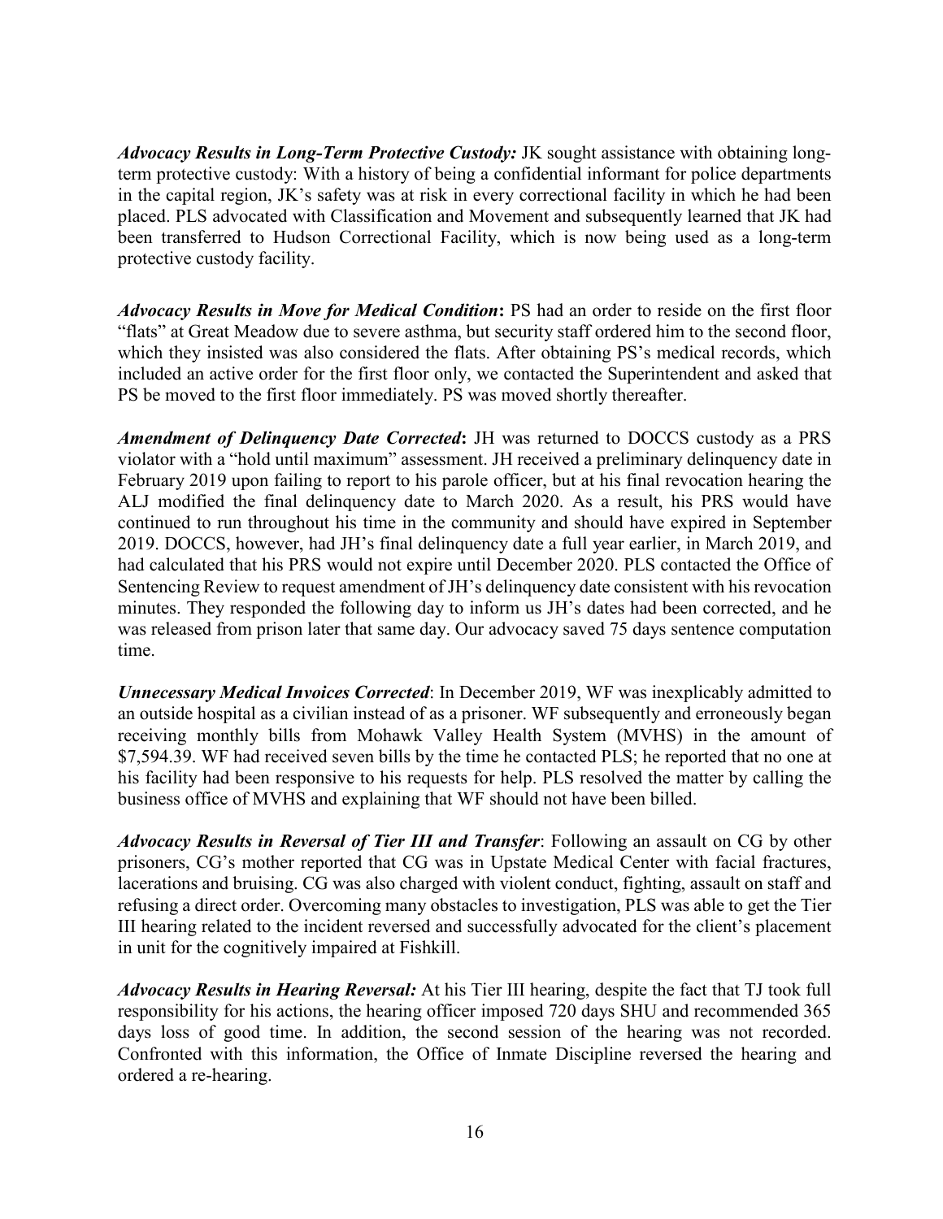***Advocacy Results in Long-Term Protective Custody:*** JK sought assistance with obtaining long-term protective custody: With a history of being a confidential informant for police departments in the capital region, JK's safety was at risk in every correctional facility in which he had been placed. PLS advocated with Classification and Movement and subsequently learned that JK had been transferred to Hudson Correctional Facility, which is now being used as a long-term protective custody facility.

***Advocacy Results in Move for Medical Condition*:** PS had an order to reside on the first floor "flats" at Great Meadow due to severe asthma, but security staff ordered him to the second floor, which they insisted was also considered the flats. After obtaining PS's medical records, which included an active order for the first floor only, we contacted the Superintendent and asked that PS be moved to the first floor immediately. PS was moved shortly thereafter.

***Amendment of Delinquency Date Corrected*:** JH was returned to DOCCS custody as a PRS violator with a "hold until maximum" assessment. JH received a preliminary delinquency date in February 2019 upon failing to report to his parole officer, but at his final revocation hearing the ALJ modified the final delinquency date to March 2020. As a result, his PRS would have continued to run throughout his time in the community and should have expired in September 2019. DOCCS, however, had JH's final delinquency date a full year earlier, in March 2019, and had calculated that his PRS would not expire until December 2020. PLS contacted the Office of Sentencing Review to request amendment of JH's delinquency date consistent with his revocation minutes. They responded the following day to inform us JH's dates had been corrected, and he was released from prison later that same day. Our advocacy saved 75 days sentence computation time.

***Unnecessary Medical Invoices Corrected*:** In December 2019, WF was inexplicably admitted to an outside hospital as a civilian instead of as a prisoner. WF subsequently and erroneously began receiving monthly bills from Mohawk Valley Health System (MVHS) in the amount of $7,594.39. WF had received seven bills by the time he contacted PLS; he reported that no one at his facility had been responsive to his requests for help. PLS resolved the matter by calling the business office of MVHS and explaining that WF should not have been billed.

***Advocacy Results in Reversal of Tier III and Transfer*:** Following an assault on CG by other prisoners, CG's mother reported that CG was in Upstate Medical Center with facial fractures, lacerations and bruising. CG was also charged with violent conduct, fighting, assault on staff and refusing a direct order. Overcoming many obstacles to investigation, PLS was able to get the Tier III hearing related to the incident reversed and successfully advocated for the client's placement in unit for the cognitively impaired at Fishkill.

***Advocacy Results in Hearing Reversal:*** At his Tier III hearing, despite the fact that TJ took full responsibility for his actions, the hearing officer imposed 720 days SHU and recommended 365 days loss of good time. In addition, the second session of the hearing was not recorded. Confronted with this information, the Office of Inmate Discipline reversed the hearing and ordered a re-hearing.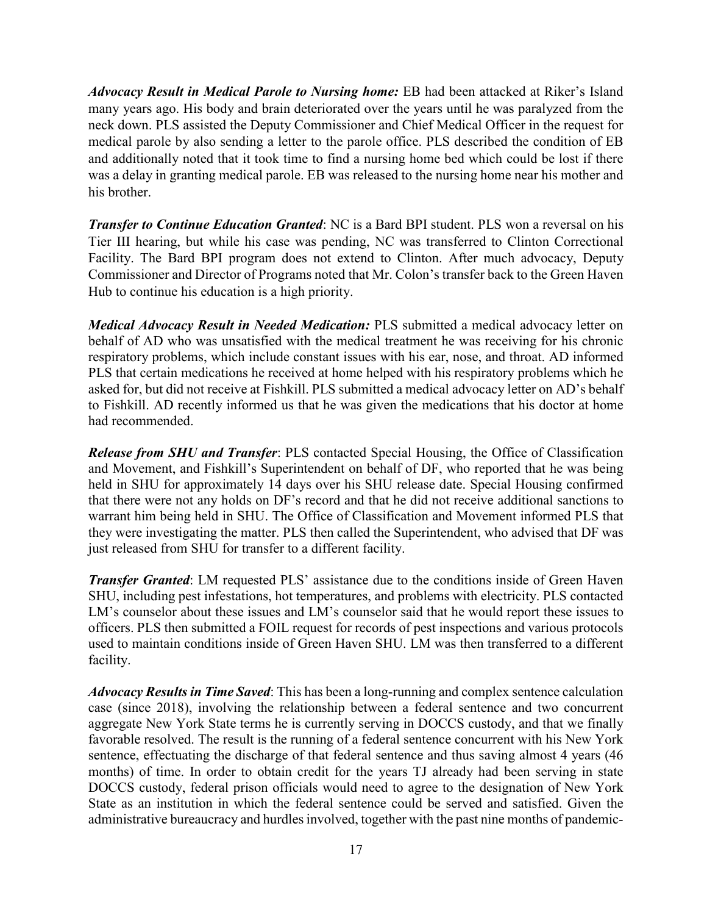***Advocacy Result in Medical Parole to Nursing home:*** EB had been attacked at Riker's Island many years ago. His body and brain deteriorated over the years until he was paralyzed from the neck down. PLS assisted the Deputy Commissioner and Chief Medical Officer in the request for medical parole by also sending a letter to the parole office. PLS described the condition of EB and additionally noted that it took time to find a nursing home bed which could be lost if there was a delay in granting medical parole. EB was released to the nursing home near his mother and his brother.

***Transfer to Continue Education Granted***: NC is a Bard BPI student. PLS won a reversal on his Tier III hearing, but while his case was pending, NC was transferred to Clinton Correctional Facility. The Bard BPI program does not extend to Clinton. After much advocacy, Deputy Commissioner and Director of Programs noted that Mr. Colon's transfer back to the Green Haven Hub to continue his education is a high priority.

***Medical Advocacy Result in Needed Medication:*** PLS submitted a medical advocacy letter on behalf of AD who was unsatisfied with the medical treatment he was receiving for his chronic respiratory problems, which include constant issues with his ear, nose, and throat. AD informed PLS that certain medications he received at home helped with his respiratory problems which he asked for, but did not receive at Fishkill. PLS submitted a medical advocacy letter on AD's behalf to Fishkill. AD recently informed us that he was given the medications that his doctor at home had recommended.

***Release from SHU and Transfer***: PLS contacted Special Housing, the Office of Classification and Movement, and Fishkill's Superintendent on behalf of DF, who reported that he was being held in SHU for approximately 14 days over his SHU release date. Special Housing confirmed that there were not any holds on DF's record and that he did not receive additional sanctions to warrant him being held in SHU. The Office of Classification and Movement informed PLS that they were investigating the matter. PLS then called the Superintendent, who advised that DF was just released from SHU for transfer to a different facility.

***Transfer Granted***: LM requested PLS' assistance due to the conditions inside of Green Haven SHU, including pest infestations, hot temperatures, and problems with electricity. PLS contacted LM's counselor about these issues and LM's counselor said that he would report these issues to officers. PLS then submitted a FOIL request for records of pest inspections and various protocols used to maintain conditions inside of Green Haven SHU. LM was then transferred to a different facility.

***Advocacy Results in Time Saved***: This has been a long-running and complex sentence calculation case (since 2018), involving the relationship between a federal sentence and two concurrent aggregate New York State terms he is currently serving in DOCCS custody, and that we finally favorable resolved. The result is the running of a federal sentence concurrent with his New York sentence, effectuating the discharge of that federal sentence and thus saving almost 4 years (46 months) of time. In order to obtain credit for the years TJ already had been serving in state DOCCS custody, federal prison officials would need to agree to the designation of New York State as an institution in which the federal sentence could be served and satisfied. Given the administrative bureaucracy and hurdles involved, together with the past nine months of pandemic-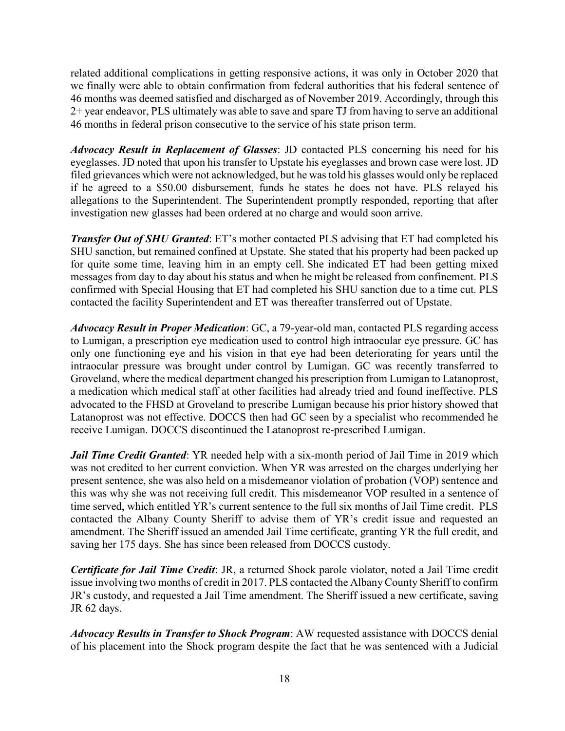related additional complications in getting responsive actions, it was only in October 2020 that we finally were able to obtain confirmation from federal authorities that his federal sentence of 46 months was deemed satisfied and discharged as of November 2019. Accordingly, through this 2+ year endeavor, PLS ultimately was able to save and spare TJ from having to serve an additional 46 months in federal prison consecutive to the service of his state prison term.

***Advocacy Result in Replacement of Glasses***: JD contacted PLS concerning his need for his eyeglasses. JD noted that upon his transfer to Upstate his eyeglasses and brown case were lost. JD filed grievances which were not acknowledged, but he was told his glasses would only be replaced if he agreed to a $50.00 disbursement, funds he states he does not have. PLS relayed his allegations to the Superintendent. The Superintendent promptly responded, reporting that after investigation new glasses had been ordered at no charge and would soon arrive.

***Transfer Out of SHU Granted***: ET's mother contacted PLS advising that ET had completed his SHU sanction, but remained confined at Upstate. She stated that his property had been packed up for quite some time, leaving him in an empty cell. She indicated ET had been getting mixed messages from day to day about his status and when he might be released from confinement. PLS confirmed with Special Housing that ET had completed his SHU sanction due to a time cut. PLS contacted the facility Superintendent and ET was thereafter transferred out of Upstate.

***Advocacy Result in Proper Medication***: GC, a 79-year-old man, contacted PLS regarding access to Lumigan, a prescription eye medication used to control high intraocular eye pressure. GC has only one functioning eye and his vision in that eye had been deteriorating for years until the intraocular pressure was brought under control by Lumigan. GC was recently transferred to Groveland, where the medical department changed his prescription from Lumigan to Latanoprost, a medication which medical staff at other facilities had already tried and found ineffective. PLS advocated to the FHSD at Groveland to prescribe Lumigan because his prior history showed that Latanoprost was not effective. DOCCS then had GC seen by a specialist who recommended he receive Lumigan. DOCCS discontinued the Latanoprost re-prescribed Lumigan.

***Jail Time Credit Granted***: YR needed help with a six-month period of Jail Time in 2019 which was not credited to her current conviction. When YR was arrested on the charges underlying her present sentence, she was also held on a misdemeanor violation of probation (VOP) sentence and this was why she was not receiving full credit. This misdemeanor VOP resulted in a sentence of time served, which entitled YR's current sentence to the full six months of Jail Time credit. PLS contacted the Albany County Sheriff to advise them of YR's credit issue and requested an amendment. The Sheriff issued an amended Jail Time certificate, granting YR the full credit, and saving her 175 days. She has since been released from DOCCS custody.

***Certificate for Jail Time Credit***: JR, a returned Shock parole violator, noted a Jail Time credit issue involving two months of credit in 2017. PLS contacted the Albany County Sheriff to confirm JR's custody, and requested a Jail Time amendment. The Sheriff issued a new certificate, saving JR 62 days.

***Advocacy Results in Transfer to Shock Program***: AW requested assistance with DOCCS denial of his placement into the Shock program despite the fact that he was sentenced with a Judicial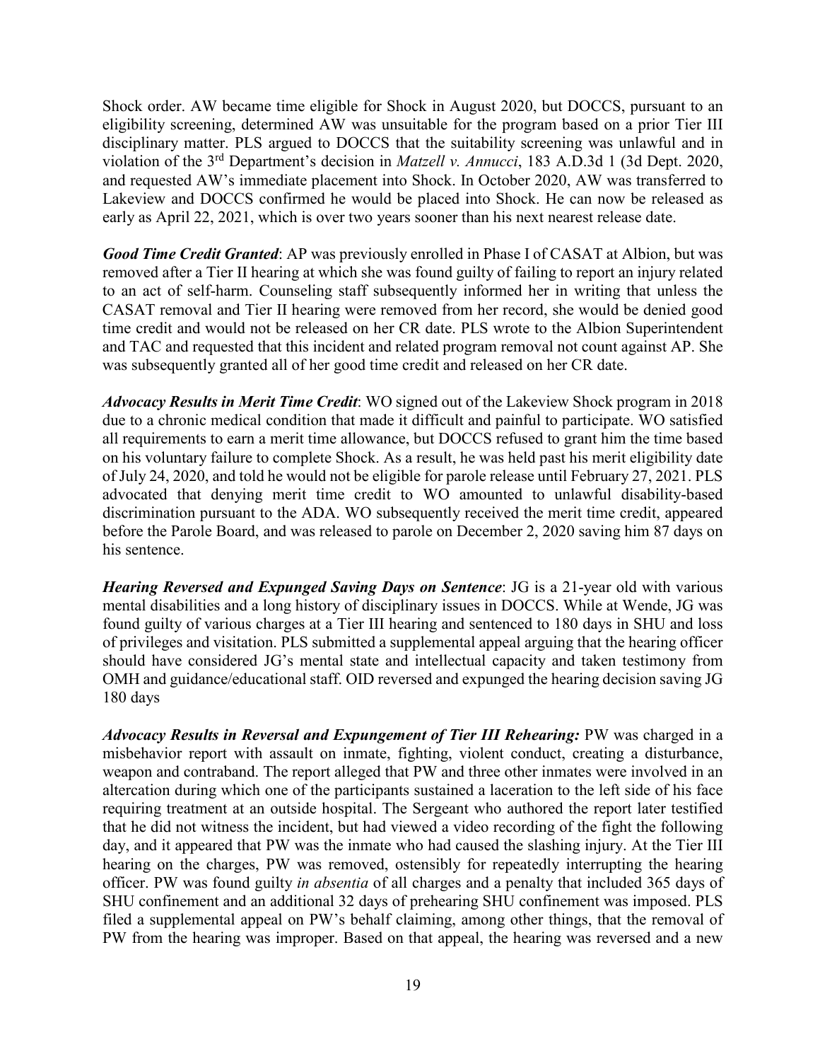Shock order. AW became time eligible for Shock in August 2020, but DOCCS, pursuant to an eligibility screening, determined AW was unsuitable for the program based on a prior Tier III disciplinary matter. PLS argued to DOCCS that the suitability screening was unlawful and in violation of the 3rd Department's decision in *Matzell v. Annucci*, 183 A.D.3d 1 (3d Dept. 2020, and requested AW's immediate placement into Shock. In October 2020, AW was transferred to Lakeview and DOCCS confirmed he would be placed into Shock. He can now be released as early as April 22, 2021, which is over two years sooner than his next nearest release date.

***Good Time Credit Granted***: AP was previously enrolled in Phase I of CASAT at Albion, but was removed after a Tier II hearing at which she was found guilty of failing to report an injury related to an act of self-harm. Counseling staff subsequently informed her in writing that unless the CASAT removal and Tier II hearing were removed from her record, she would be denied good time credit and would not be released on her CR date. PLS wrote to the Albion Superintendent and TAC and requested that this incident and related program removal not count against AP. She was subsequently granted all of her good time credit and released on her CR date.

***Advocacy Results in Merit Time Credit***: WO signed out of the Lakeview Shock program in 2018 due to a chronic medical condition that made it difficult and painful to participate. WO satisfied all requirements to earn a merit time allowance, but DOCCS refused to grant him the time based on his voluntary failure to complete Shock. As a result, he was held past his merit eligibility date of July 24, 2020, and told he would not be eligible for parole release until February 27, 2021. PLS advocated that denying merit time credit to WO amounted to unlawful disability-based discrimination pursuant to the ADA. WO subsequently received the merit time credit, appeared before the Parole Board, and was released to parole on December 2, 2020 saving him 87 days on his sentence.

***Hearing Reversed and Expunged Saving Days on Sentence***: JG is a 21-year old with various mental disabilities and a long history of disciplinary issues in DOCCS. While at Wende, JG was found guilty of various charges at a Tier III hearing and sentenced to 180 days in SHU and loss of privileges and visitation. PLS submitted a supplemental appeal arguing that the hearing officer should have considered JG's mental state and intellectual capacity and taken testimony from OMH and guidance/educational staff. OID reversed and expunged the hearing decision saving JG 180 days

***Advocacy Results in Reversal and Expungement of Tier III Rehearing:*** PW was charged in a misbehavior report with assault on inmate, fighting, violent conduct, creating a disturbance, weapon and contraband. The report alleged that PW and three other inmates were involved in an altercation during which one of the participants sustained a laceration to the left side of his face requiring treatment at an outside hospital. The Sergeant who authored the report later testified that he did not witness the incident, but had viewed a video recording of the fight the following day, and it appeared that PW was the inmate who had caused the slashing injury. At the Tier III hearing on the charges, PW was removed, ostensibly for repeatedly interrupting the hearing officer. PW was found guilty *in absentia* of all charges and a penalty that included 365 days of SHU confinement and an additional 32 days of prehearing SHU confinement was imposed. PLS filed a supplemental appeal on PW's behalf claiming, among other things, that the removal of PW from the hearing was improper. Based on that appeal, the hearing was reversed and a new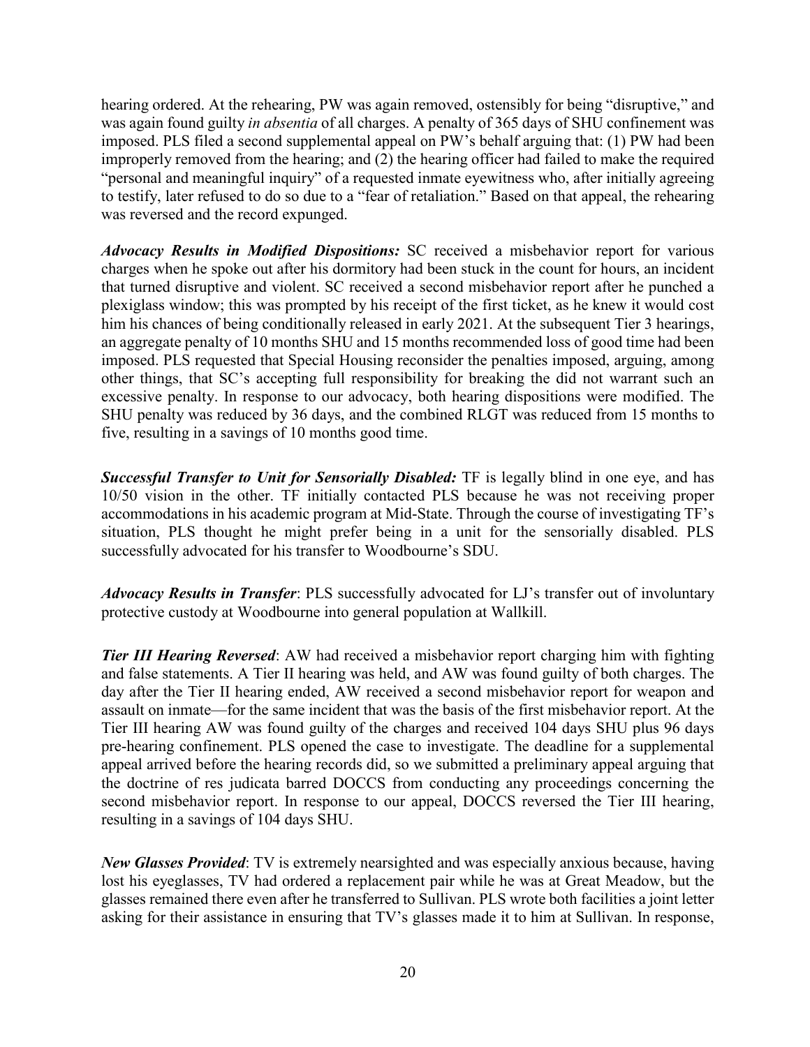hearing ordered. At the rehearing, PW was again removed, ostensibly for being "disruptive," and was again found guilty *in absentia* of all charges. A penalty of 365 days of SHU confinement was imposed. PLS filed a second supplemental appeal on PW's behalf arguing that: (1) PW had been improperly removed from the hearing; and (2) the hearing officer had failed to make the required "personal and meaningful inquiry" of a requested inmate eyewitness who, after initially agreeing to testify, later refused to do so due to a "fear of retaliation." Based on that appeal, the rehearing was reversed and the record expunged.

***Advocacy Results in Modified Dispositions:*** SC received a misbehavior report for various charges when he spoke out after his dormitory had been stuck in the count for hours, an incident that turned disruptive and violent. SC received a second misbehavior report after he punched a plexiglass window; this was prompted by his receipt of the first ticket, as he knew it would cost him his chances of being conditionally released in early 2021. At the subsequent Tier 3 hearings, an aggregate penalty of 10 months SHU and 15 months recommended loss of good time had been imposed. PLS requested that Special Housing reconsider the penalties imposed, arguing, among other things, that SC's accepting full responsibility for breaking the did not warrant such an excessive penalty. In response to our advocacy, both hearing dispositions were modified. The SHU penalty was reduced by 36 days, and the combined RLGT was reduced from 15 months to five, resulting in a savings of 10 months good time.

***Successful Transfer to Unit for Sensorially Disabled:*** TF is legally blind in one eye, and has 10/50 vision in the other. TF initially contacted PLS because he was not receiving proper accommodations in his academic program at Mid-State. Through the course of investigating TF's situation, PLS thought he might prefer being in a unit for the sensorially disabled. PLS successfully advocated for his transfer to Woodbourne's SDU.

***Advocacy Results in Transfer***: PLS successfully advocated for LJ's transfer out of involuntary protective custody at Woodbourne into general population at Wallkill.

***Tier III Hearing Reversed***: AW had received a misbehavior report charging him with fighting and false statements. A Tier II hearing was held, and AW was found guilty of both charges. The day after the Tier II hearing ended, AW received a second misbehavior report for weapon and assault on inmate—for the same incident that was the basis of the first misbehavior report. At the Tier III hearing AW was found guilty of the charges and received 104 days SHU plus 96 days pre-hearing confinement. PLS opened the case to investigate. The deadline for a supplemental appeal arrived before the hearing records did, so we submitted a preliminary appeal arguing that the doctrine of res judicata barred DOCCS from conducting any proceedings concerning the second misbehavior report. In response to our appeal, DOCCS reversed the Tier III hearing, resulting in a savings of 104 days SHU.

***New Glasses Provided***: TV is extremely nearsighted and was especially anxious because, having lost his eyeglasses, TV had ordered a replacement pair while he was at Great Meadow, but the glasses remained there even after he transferred to Sullivan. PLS wrote both facilities a joint letter asking for their assistance in ensuring that TV's glasses made it to him at Sullivan. In response,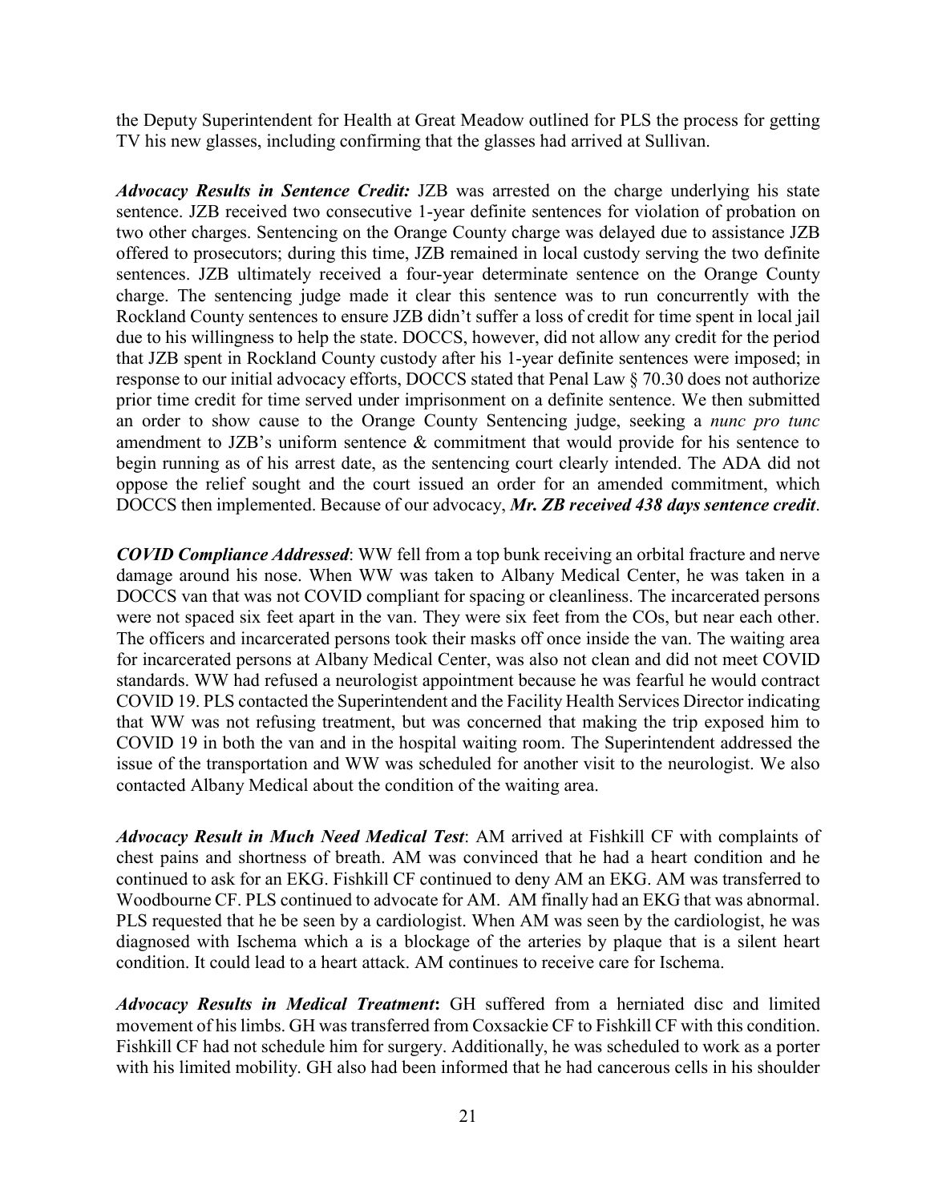the Deputy Superintendent for Health at Great Meadow outlined for PLS the process for getting TV his new glasses, including confirming that the glasses had arrived at Sullivan.

***Advocacy Results in Sentence Credit:*** JZB was arrested on the charge underlying his state sentence. JZB received two consecutive 1-year definite sentences for violation of probation on two other charges. Sentencing on the Orange County charge was delayed due to assistance JZB offered to prosecutors; during this time, JZB remained in local custody serving the two definite sentences. JZB ultimately received a four-year determinate sentence on the Orange County charge. The sentencing judge made it clear this sentence was to run concurrently with the Rockland County sentences to ensure JZB didn't suffer a loss of credit for time spent in local jail due to his willingness to help the state. DOCCS, however, did not allow any credit for the period that JZB spent in Rockland County custody after his 1-year definite sentences were imposed; in response to our initial advocacy efforts, DOCCS stated that Penal Law § 70.30 does not authorize prior time credit for time served under imprisonment on a definite sentence. We then submitted an order to show cause to the Orange County Sentencing judge, seeking a *nunc pro tunc* amendment to JZB's uniform sentence & commitment that would provide for his sentence to begin running as of his arrest date, as the sentencing court clearly intended. The ADA did not oppose the relief sought and the court issued an order for an amended commitment, which DOCCS then implemented. Because of our advocacy, ***Mr. ZB received 438 days sentence credit***.

***COVID Compliance Addressed***: WW fell from a top bunk receiving an orbital fracture and nerve damage around his nose. When WW was taken to Albany Medical Center, he was taken in a DOCCS van that was not COVID compliant for spacing or cleanliness. The incarcerated persons were not spaced six feet apart in the van. They were six feet from the COs, but near each other. The officers and incarcerated persons took their masks off once inside the van. The waiting area for incarcerated persons at Albany Medical Center, was also not clean and did not meet COVID standards. WW had refused a neurologist appointment because he was fearful he would contract COVID 19. PLS contacted the Superintendent and the Facility Health Services Director indicating that WW was not refusing treatment, but was concerned that making the trip exposed him to COVID 19 in both the van and in the hospital waiting room. The Superintendent addressed the issue of the transportation and WW was scheduled for another visit to the neurologist. We also contacted Albany Medical about the condition of the waiting area.

***Advocacy Result in Much Need Medical Test***: AM arrived at Fishkill CF with complaints of chest pains and shortness of breath. AM was convinced that he had a heart condition and he continued to ask for an EKG. Fishkill CF continued to deny AM an EKG. AM was transferred to Woodbourne CF. PLS continued to advocate for AM. AM finally had an EKG that was abnormal. PLS requested that he be seen by a cardiologist. When AM was seen by the cardiologist, he was diagnosed with Ischema which a is a blockage of the arteries by plaque that is a silent heart condition. It could lead to a heart attack. AM continues to receive care for Ischema.

***Advocacy Results in Medical Treatment*:** GH suffered from a herniated disc and limited movement of his limbs. GH was transferred from Coxsackie CF to Fishkill CF with this condition. Fishkill CF had not schedule him for surgery. Additionally, he was scheduled to work as a porter with his limited mobility. GH also had been informed that he had cancerous cells in his shoulder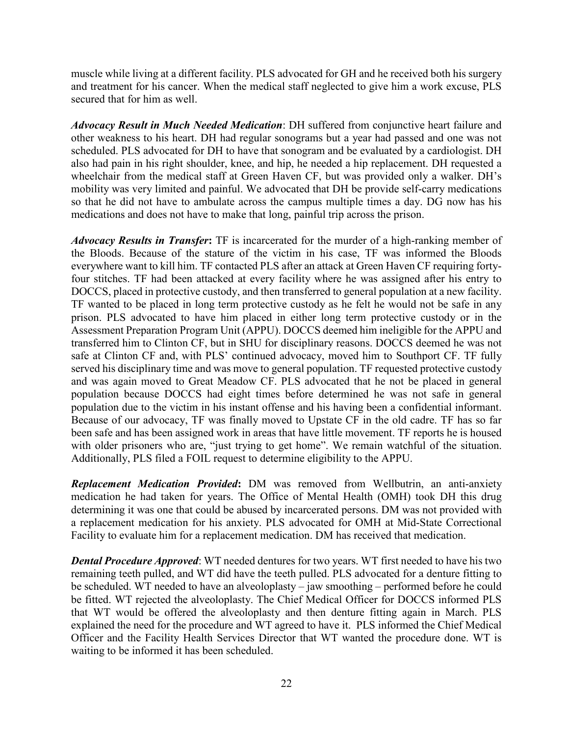muscle while living at a different facility. PLS advocated for GH and he received both his surgery and treatment for his cancer. When the medical staff neglected to give him a work excuse, PLS secured that for him as well.

***Advocacy Result in Much Needed Medication***: DH suffered from conjunctive heart failure and other weakness to his heart. DH had regular sonograms but a year had passed and one was not scheduled. PLS advocated for DH to have that sonogram and be evaluated by a cardiologist. DH also had pain in his right shoulder, knee, and hip, he needed a hip replacement. DH requested a wheelchair from the medical staff at Green Haven CF, but was provided only a walker. DH's mobility was very limited and painful. We advocated that DH be provide self-carry medications so that he did not have to ambulate across the campus multiple times a day. DG now has his medications and does not have to make that long, painful trip across the prison.

***Advocacy Results in Transfer*****:** TF is incarcerated for the murder of a high-ranking member of the Bloods. Because of the stature of the victim in his case, TF was informed the Bloods everywhere want to kill him. TF contacted PLS after an attack at Green Haven CF requiring forty-four stitches. TF had been attacked at every facility where he was assigned after his entry to DOCCS, placed in protective custody, and then transferred to general population at a new facility. TF wanted to be placed in long term protective custody as he felt he would not be safe in any prison. PLS advocated to have him placed in either long term protective custody or in the Assessment Preparation Program Unit (APPU). DOCCS deemed him ineligible for the APPU and transferred him to Clinton CF, but in SHU for disciplinary reasons. DOCCS deemed he was not safe at Clinton CF and, with PLS' continued advocacy, moved him to Southport CF. TF fully served his disciplinary time and was move to general population. TF requested protective custody and was again moved to Great Meadow CF. PLS advocated that he not be placed in general population because DOCCS had eight times before determined he was not safe in general population due to the victim in his instant offense and his having been a confidential informant. Because of our advocacy, TF was finally moved to Upstate CF in the old cadre. TF has so far been safe and has been assigned work in areas that have little movement. TF reports he is housed with older prisoners who are, "just trying to get home". We remain watchful of the situation. Additionally, PLS filed a FOIL request to determine eligibility to the APPU.

***Replacement Medication Provided*****:** DM was removed from Wellbutrin, an anti-anxiety medication he had taken for years. The Office of Mental Health (OMH) took DH this drug determining it was one that could be abused by incarcerated persons. DM was not provided with a replacement medication for his anxiety. PLS advocated for OMH at Mid-State Correctional Facility to evaluate him for a replacement medication. DM has received that medication.

***Dental Procedure Approved***: WT needed dentures for two years. WT first needed to have his two remaining teeth pulled, and WT did have the teeth pulled. PLS advocated for a denture fitting to be scheduled. WT needed to have an alveoloplasty – jaw smoothing – performed before he could be fitted. WT rejected the alveoloplasty. The Chief Medical Officer for DOCCS informed PLS that WT would be offered the alveoloplasty and then denture fitting again in March. PLS explained the need for the procedure and WT agreed to have it. PLS informed the Chief Medical Officer and the Facility Health Services Director that WT wanted the procedure done. WT is waiting to be informed it has been scheduled.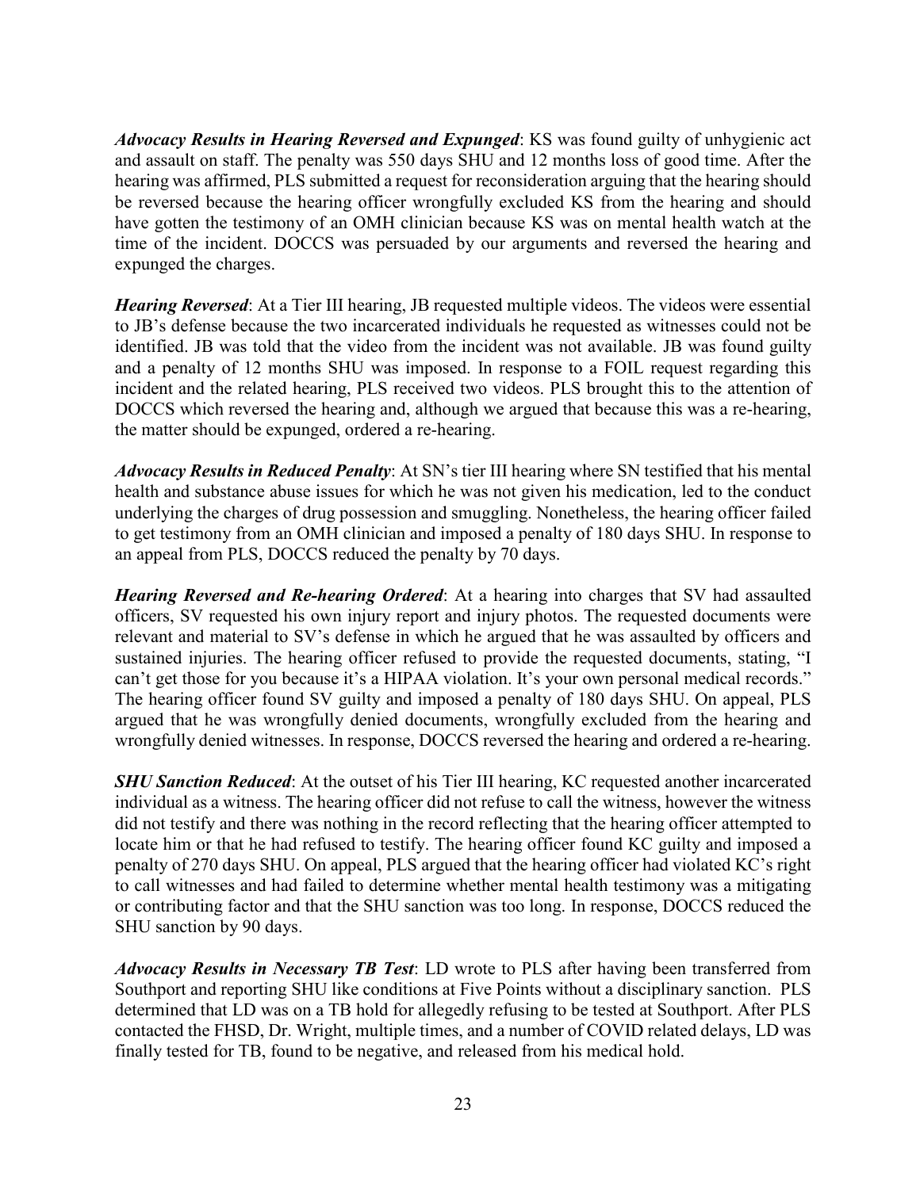***Advocacy Results in Hearing Reversed and Expunged***: KS was found guilty of unhygienic act and assault on staff. The penalty was 550 days SHU and 12 months loss of good time. After the hearing was affirmed, PLS submitted a request for reconsideration arguing that the hearing should be reversed because the hearing officer wrongfully excluded KS from the hearing and should have gotten the testimony of an OMH clinician because KS was on mental health watch at the time of the incident. DOCCS was persuaded by our arguments and reversed the hearing and expunged the charges.

***Hearing Reversed***: At a Tier III hearing, JB requested multiple videos. The videos were essential to JB's defense because the two incarcerated individuals he requested as witnesses could not be identified. JB was told that the video from the incident was not available. JB was found guilty and a penalty of 12 months SHU was imposed. In response to a FOIL request regarding this incident and the related hearing, PLS received two videos. PLS brought this to the attention of DOCCS which reversed the hearing and, although we argued that because this was a re-hearing, the matter should be expunged, ordered a re-hearing.

***Advocacy Results in Reduced Penalty***: At SN's tier III hearing where SN testified that his mental health and substance abuse issues for which he was not given his medication, led to the conduct underlying the charges of drug possession and smuggling. Nonetheless, the hearing officer failed to get testimony from an OMH clinician and imposed a penalty of 180 days SHU. In response to an appeal from PLS, DOCCS reduced the penalty by 70 days.

***Hearing Reversed and Re-hearing Ordered***: At a hearing into charges that SV had assaulted officers, SV requested his own injury report and injury photos. The requested documents were relevant and material to SV's defense in which he argued that he was assaulted by officers and sustained injuries. The hearing officer refused to provide the requested documents, stating, "I can't get those for you because it's a HIPAA violation. It's your own personal medical records." The hearing officer found SV guilty and imposed a penalty of 180 days SHU. On appeal, PLS argued that he was wrongfully denied documents, wrongfully excluded from the hearing and wrongfully denied witnesses. In response, DOCCS reversed the hearing and ordered a re-hearing.

***SHU Sanction Reduced***: At the outset of his Tier III hearing, KC requested another incarcerated individual as a witness. The hearing officer did not refuse to call the witness, however the witness did not testify and there was nothing in the record reflecting that the hearing officer attempted to locate him or that he had refused to testify. The hearing officer found KC guilty and imposed a penalty of 270 days SHU. On appeal, PLS argued that the hearing officer had violated KC's right to call witnesses and had failed to determine whether mental health testimony was a mitigating or contributing factor and that the SHU sanction was too long. In response, DOCCS reduced the SHU sanction by 90 days.

***Advocacy Results in Necessary TB Test***: LD wrote to PLS after having been transferred from Southport and reporting SHU like conditions at Five Points without a disciplinary sanction. PLS determined that LD was on a TB hold for allegedly refusing to be tested at Southport. After PLS contacted the FHSD, Dr. Wright, multiple times, and a number of COVID related delays, LD was finally tested for TB, found to be negative, and released from his medical hold.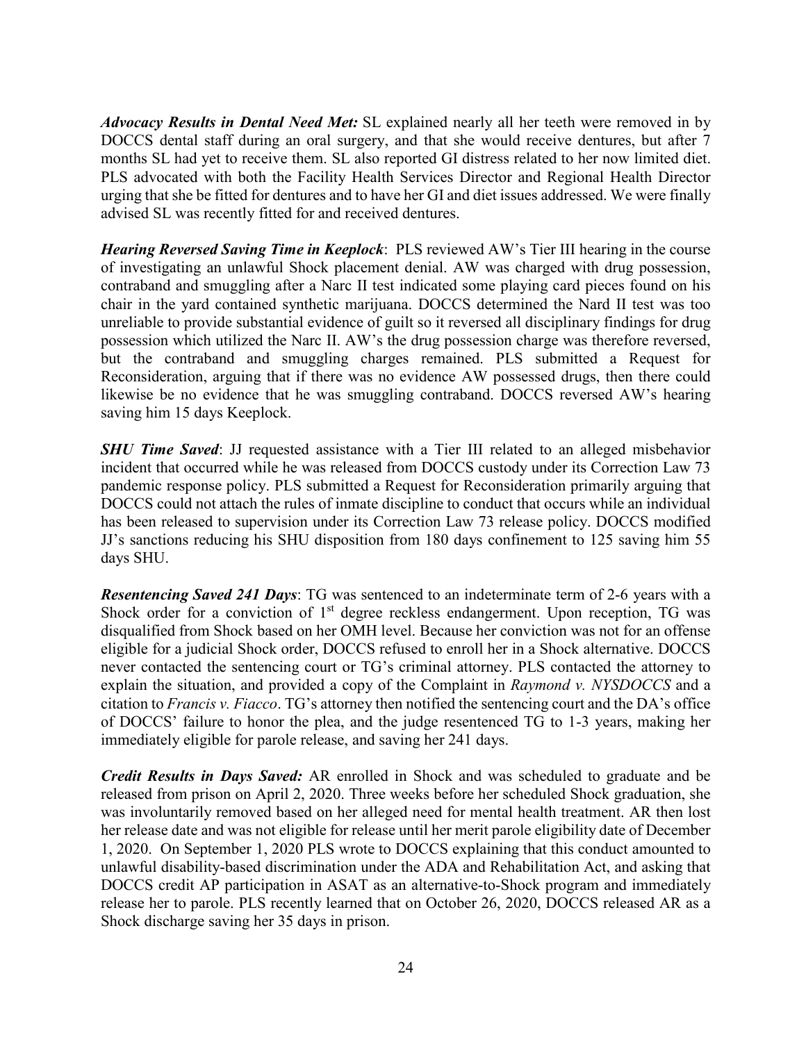***Advocacy Results in Dental Need Met:*** SL explained nearly all her teeth were removed in by DOCCS dental staff during an oral surgery, and that she would receive dentures, but after 7 months SL had yet to receive them. SL also reported GI distress related to her now limited diet. PLS advocated with both the Facility Health Services Director and Regional Health Director urging that she be fitted for dentures and to have her GI and diet issues addressed. We were finally advised SL was recently fitted for and received dentures.

***Hearing Reversed Saving Time in Keeplock***: PLS reviewed AW's Tier III hearing in the course of investigating an unlawful Shock placement denial. AW was charged with drug possession, contraband and smuggling after a Narc II test indicated some playing card pieces found on his chair in the yard contained synthetic marijuana. DOCCS determined the Nard II test was too unreliable to provide substantial evidence of guilt so it reversed all disciplinary findings for drug possession which utilized the Narc II. AW's the drug possession charge was therefore reversed, but the contraband and smuggling charges remained. PLS submitted a Request for Reconsideration, arguing that if there was no evidence AW possessed drugs, then there could likewise be no evidence that he was smuggling contraband. DOCCS reversed AW's hearing saving him 15 days Keeplock.

***SHU Time Saved***: JJ requested assistance with a Tier III related to an alleged misbehavior incident that occurred while he was released from DOCCS custody under its Correction Law 73 pandemic response policy. PLS submitted a Request for Reconsideration primarily arguing that DOCCS could not attach the rules of inmate discipline to conduct that occurs while an individual has been released to supervision under its Correction Law 73 release policy. DOCCS modified JJ's sanctions reducing his SHU disposition from 180 days confinement to 125 saving him 55 days SHU.

***Resentencing Saved 241 Days***: TG was sentenced to an indeterminate term of 2-6 years with a Shock order for a conviction of 1st degree reckless endangerment. Upon reception, TG was disqualified from Shock based on her OMH level. Because her conviction was not for an offense eligible for a judicial Shock order, DOCCS refused to enroll her in a Shock alternative. DOCCS never contacted the sentencing court or TG's criminal attorney. PLS contacted the attorney to explain the situation, and provided a copy of the Complaint in *Raymond v. NYSDOCCS* and a citation to *Francis v. Fiacco*. TG's attorney then notified the sentencing court and the DA's office of DOCCS' failure to honor the plea, and the judge resentenced TG to 1-3 years, making her immediately eligible for parole release, and saving her 241 days.

***Credit Results in Days Saved:*** AR enrolled in Shock and was scheduled to graduate and be released from prison on April 2, 2020. Three weeks before her scheduled Shock graduation, she was involuntarily removed based on her alleged need for mental health treatment. AR then lost her release date and was not eligible for release until her merit parole eligibility date of December 1, 2020. On September 1, 2020 PLS wrote to DOCCS explaining that this conduct amounted to unlawful disability-based discrimination under the ADA and Rehabilitation Act, and asking that DOCCS credit AP participation in ASAT as an alternative-to-Shock program and immediately release her to parole. PLS recently learned that on October 26, 2020, DOCCS released AR as a Shock discharge saving her 35 days in prison.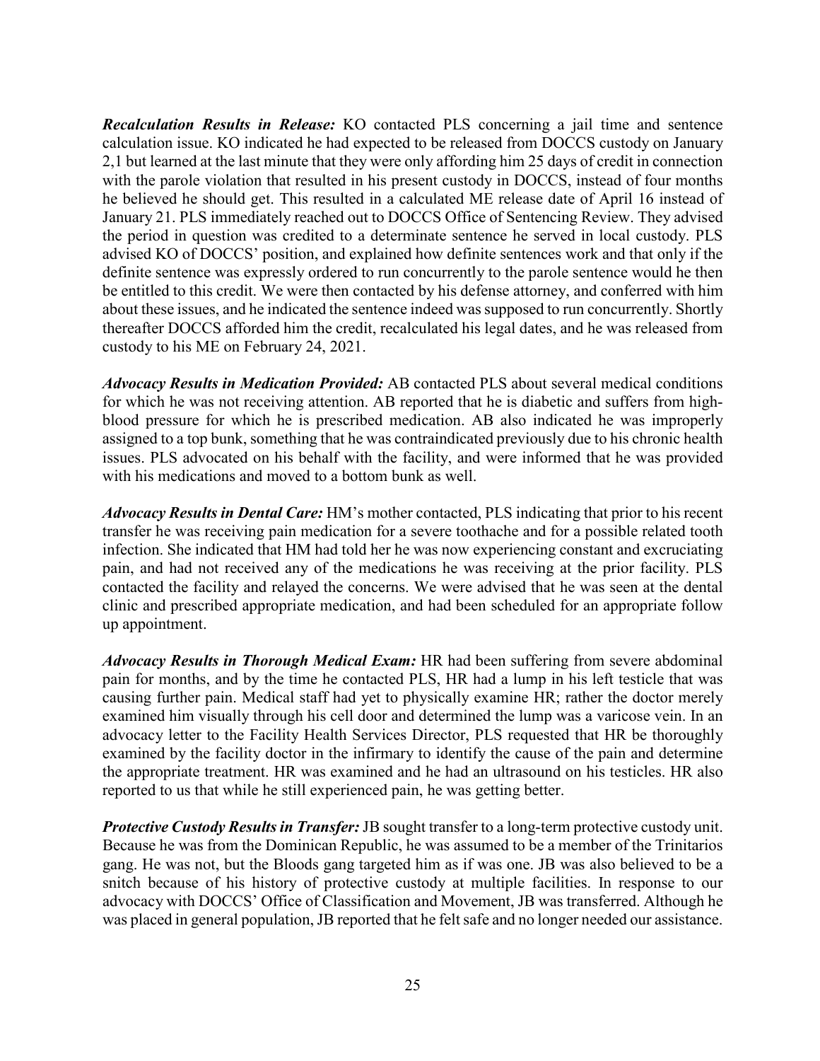***Recalculation Results in Release:*** KO contacted PLS concerning a jail time and sentence calculation issue. KO indicated he had expected to be released from DOCCS custody on January 2,1 but learned at the last minute that they were only affording him 25 days of credit in connection with the parole violation that resulted in his present custody in DOCCS, instead of four months he believed he should get. This resulted in a calculated ME release date of April 16 instead of January 21. PLS immediately reached out to DOCCS Office of Sentencing Review. They advised the period in question was credited to a determinate sentence he served in local custody. PLS advised KO of DOCCS' position, and explained how definite sentences work and that only if the definite sentence was expressly ordered to run concurrently to the parole sentence would he then be entitled to this credit. We were then contacted by his defense attorney, and conferred with him about these issues, and he indicated the sentence indeed was supposed to run concurrently. Shortly thereafter DOCCS afforded him the credit, recalculated his legal dates, and he was released from custody to his ME on February 24, 2021.

***Advocacy Results in Medication Provided:*** AB contacted PLS about several medical conditions for which he was not receiving attention. AB reported that he is diabetic and suffers from high-blood pressure for which he is prescribed medication. AB also indicated he was improperly assigned to a top bunk, something that he was contraindicated previously due to his chronic health issues. PLS advocated on his behalf with the facility, and were informed that he was provided with his medications and moved to a bottom bunk as well.

***Advocacy Results in Dental Care:*** HM's mother contacted, PLS indicating that prior to his recent transfer he was receiving pain medication for a severe toothache and for a possible related tooth infection. She indicated that HM had told her he was now experiencing constant and excruciating pain, and had not received any of the medications he was receiving at the prior facility. PLS contacted the facility and relayed the concerns. We were advised that he was seen at the dental clinic and prescribed appropriate medication, and had been scheduled for an appropriate follow up appointment.

***Advocacy Results in Thorough Medical Exam:*** HR had been suffering from severe abdominal pain for months, and by the time he contacted PLS, HR had a lump in his left testicle that was causing further pain. Medical staff had yet to physically examine HR; rather the doctor merely examined him visually through his cell door and determined the lump was a varicose vein. In an advocacy letter to the Facility Health Services Director, PLS requested that HR be thoroughly examined by the facility doctor in the infirmary to identify the cause of the pain and determine the appropriate treatment. HR was examined and he had an ultrasound on his testicles. HR also reported to us that while he still experienced pain, he was getting better.

***Protective Custody Results in Transfer:*** JB sought transfer to a long-term protective custody unit. Because he was from the Dominican Republic, he was assumed to be a member of the Trinitarios gang. He was not, but the Bloods gang targeted him as if was one. JB was also believed to be a snitch because of his history of protective custody at multiple facilities. In response to our advocacy with DOCCS' Office of Classification and Movement, JB was transferred. Although he was placed in general population, JB reported that he felt safe and no longer needed our assistance.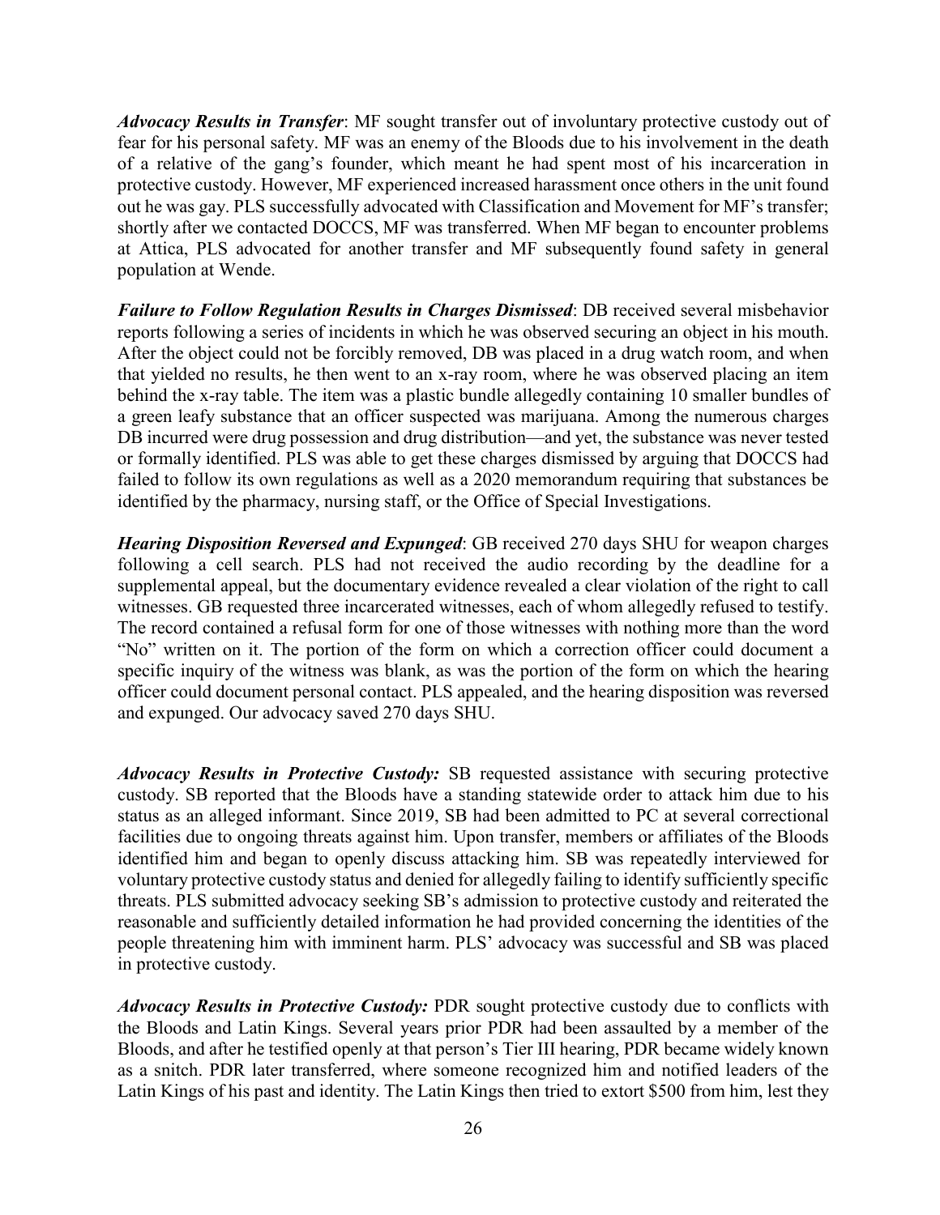***Advocacy Results in Transfer***: MF sought transfer out of involuntary protective custody out of fear for his personal safety. MF was an enemy of the Bloods due to his involvement in the death of a relative of the gang's founder, which meant he had spent most of his incarceration in protective custody. However, MF experienced increased harassment once others in the unit found out he was gay. PLS successfully advocated with Classification and Movement for MF's transfer; shortly after we contacted DOCCS, MF was transferred. When MF began to encounter problems at Attica, PLS advocated for another transfer and MF subsequently found safety in general population at Wende.

***Failure to Follow Regulation Results in Charges Dismissed***: DB received several misbehavior reports following a series of incidents in which he was observed securing an object in his mouth. After the object could not be forcibly removed, DB was placed in a drug watch room, and when that yielded no results, he then went to an x-ray room, where he was observed placing an item behind the x-ray table. The item was a plastic bundle allegedly containing 10 smaller bundles of a green leafy substance that an officer suspected was marijuana. Among the numerous charges DB incurred were drug possession and drug distribution—and yet, the substance was never tested or formally identified. PLS was able to get these charges dismissed by arguing that DOCCS had failed to follow its own regulations as well as a 2020 memorandum requiring that substances be identified by the pharmacy, nursing staff, or the Office of Special Investigations.

***Hearing Disposition Reversed and Expunged***: GB received 270 days SHU for weapon charges following a cell search. PLS had not received the audio recording by the deadline for a supplemental appeal, but the documentary evidence revealed a clear violation of the right to call witnesses. GB requested three incarcerated witnesses, each of whom allegedly refused to testify. The record contained a refusal form for one of those witnesses with nothing more than the word "No" written on it. The portion of the form on which a correction officer could document a specific inquiry of the witness was blank, as was the portion of the form on which the hearing officer could document personal contact. PLS appealed, and the hearing disposition was reversed and expunged. Our advocacy saved 270 days SHU.

***Advocacy Results in Protective Custody:*** SB requested assistance with securing protective custody. SB reported that the Bloods have a standing statewide order to attack him due to his status as an alleged informant. Since 2019, SB had been admitted to PC at several correctional facilities due to ongoing threats against him. Upon transfer, members or affiliates of the Bloods identified him and began to openly discuss attacking him. SB was repeatedly interviewed for voluntary protective custody status and denied for allegedly failing to identify sufficiently specific threats. PLS submitted advocacy seeking SB's admission to protective custody and reiterated the reasonable and sufficiently detailed information he had provided concerning the identities of the people threatening him with imminent harm. PLS' advocacy was successful and SB was placed in protective custody.

***Advocacy Results in Protective Custody:*** PDR sought protective custody due to conflicts with the Bloods and Latin Kings. Several years prior PDR had been assaulted by a member of the Bloods, and after he testified openly at that person's Tier III hearing, PDR became widely known as a snitch. PDR later transferred, where someone recognized him and notified leaders of the Latin Kings of his past and identity. The Latin Kings then tried to extort $500 from him, lest they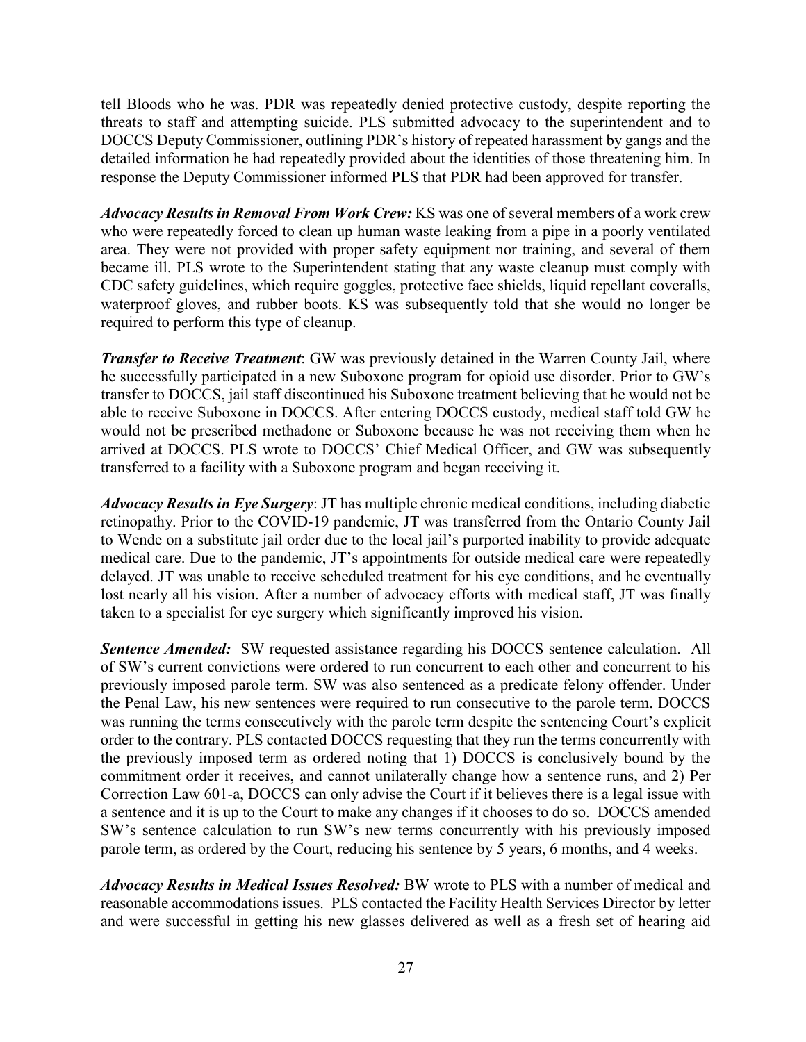tell Bloods who he was. PDR was repeatedly denied protective custody, despite reporting the threats to staff and attempting suicide. PLS submitted advocacy to the superintendent and to DOCCS Deputy Commissioner, outlining PDR's history of repeated harassment by gangs and the detailed information he had repeatedly provided about the identities of those threatening him. In response the Deputy Commissioner informed PLS that PDR had been approved for transfer.

***Advocacy Results in Removal From Work Crew:*** KS was one of several members of a work crew who were repeatedly forced to clean up human waste leaking from a pipe in a poorly ventilated area. They were not provided with proper safety equipment nor training, and several of them became ill. PLS wrote to the Superintendent stating that any waste cleanup must comply with CDC safety guidelines, which require goggles, protective face shields, liquid repellant coveralls, waterproof gloves, and rubber boots. KS was subsequently told that she would no longer be required to perform this type of cleanup.

***Transfer to Receive Treatment***: GW was previously detained in the Warren County Jail, where he successfully participated in a new Suboxone program for opioid use disorder. Prior to GW's transfer to DOCCS, jail staff discontinued his Suboxone treatment believing that he would not be able to receive Suboxone in DOCCS. After entering DOCCS custody, medical staff told GW he would not be prescribed methadone or Suboxone because he was not receiving them when he arrived at DOCCS. PLS wrote to DOCCS' Chief Medical Officer, and GW was subsequently transferred to a facility with a Suboxone program and began receiving it.

***Advocacy Results in Eye Surgery***: JT has multiple chronic medical conditions, including diabetic retinopathy. Prior to the COVID-19 pandemic, JT was transferred from the Ontario County Jail to Wende on a substitute jail order due to the local jail's purported inability to provide adequate medical care. Due to the pandemic, JT's appointments for outside medical care were repeatedly delayed. JT was unable to receive scheduled treatment for his eye conditions, and he eventually lost nearly all his vision. After a number of advocacy efforts with medical staff, JT was finally taken to a specialist for eye surgery which significantly improved his vision.

***Sentence Amended:*** SW requested assistance regarding his DOCCS sentence calculation. All of SW's current convictions were ordered to run concurrent to each other and concurrent to his previously imposed parole term. SW was also sentenced as a predicate felony offender. Under the Penal Law, his new sentences were required to run consecutive to the parole term. DOCCS was running the terms consecutively with the parole term despite the sentencing Court's explicit order to the contrary. PLS contacted DOCCS requesting that they run the terms concurrently with the previously imposed term as ordered noting that 1) DOCCS is conclusively bound by the commitment order it receives, and cannot unilaterally change how a sentence runs, and 2) Per Correction Law 601-a, DOCCS can only advise the Court if it believes there is a legal issue with a sentence and it is up to the Court to make any changes if it chooses to do so. DOCCS amended SW's sentence calculation to run SW's new terms concurrently with his previously imposed parole term, as ordered by the Court, reducing his sentence by 5 years, 6 months, and 4 weeks.

***Advocacy Results in Medical Issues Resolved:*** BW wrote to PLS with a number of medical and reasonable accommodations issues. PLS contacted the Facility Health Services Director by letter and were successful in getting his new glasses delivered as well as a fresh set of hearing aid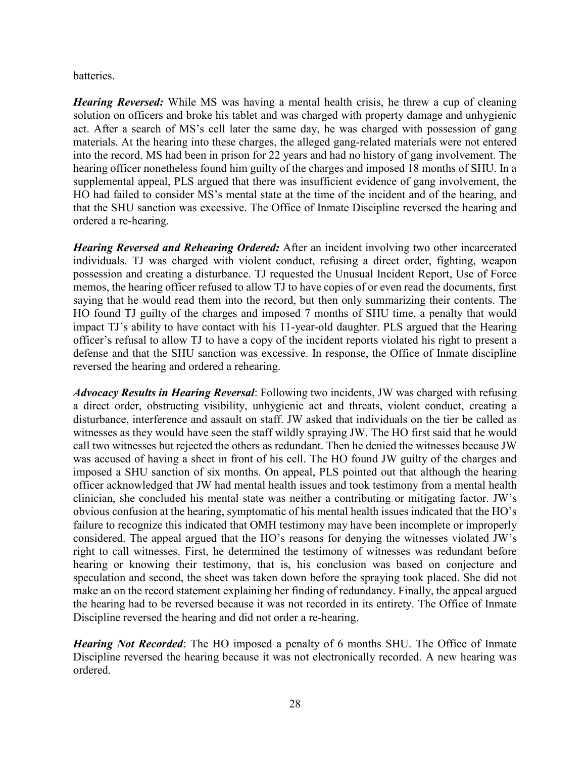batteries.

***Hearing Reversed:*** While MS was having a mental health crisis, he threw a cup of cleaning solution on officers and broke his tablet and was charged with property damage and unhygienic act. After a search of MS's cell later the same day, he was charged with possession of gang materials. At the hearing into these charges, the alleged gang-related materials were not entered into the record. MS had been in prison for 22 years and had no history of gang involvement. The hearing officer nonetheless found him guilty of the charges and imposed 18 months of SHU. In a supplemental appeal, PLS argued that there was insufficient evidence of gang involvement, the HO had failed to consider MS's mental state at the time of the incident and of the hearing, and that the SHU sanction was excessive. The Office of Inmate Discipline reversed the hearing and ordered a re-hearing.

***Hearing Reversed and Rehearing Ordered:*** After an incident involving two other incarcerated individuals. TJ was charged with violent conduct, refusing a direct order, fighting, weapon possession and creating a disturbance. TJ requested the Unusual Incident Report, Use of Force memos, the hearing officer refused to allow TJ to have copies of or even read the documents, first saying that he would read them into the record, but then only summarizing their contents. The HO found TJ guilty of the charges and imposed 7 months of SHU time, a penalty that would impact TJ's ability to have contact with his 11-year-old daughter. PLS argued that the Hearing officer's refusal to allow TJ to have a copy of the incident reports violated his right to present a defense and that the SHU sanction was excessive. In response, the Office of Inmate discipline reversed the hearing and ordered a rehearing.

***Advocacy Results in Hearing Reversal***: Following two incidents, JW was charged with refusing a direct order, obstructing visibility, unhygienic act and threats, violent conduct, creating a disturbance, interference and assault on staff. JW asked that individuals on the tier be called as witnesses as they would have seen the staff wildly spraying JW. The HO first said that he would call two witnesses but rejected the others as redundant. Then he denied the witnesses because JW was accused of having a sheet in front of his cell. The HO found JW guilty of the charges and imposed a SHU sanction of six months. On appeal, PLS pointed out that although the hearing officer acknowledged that JW had mental health issues and took testimony from a mental health clinician, she concluded his mental state was neither a contributing or mitigating factor. JW's obvious confusion at the hearing, symptomatic of his mental health issues indicated that the HO's failure to recognize this indicated that OMH testimony may have been incomplete or improperly considered. The appeal argued that the HO's reasons for denying the witnesses violated JW's right to call witnesses. First, he determined the testimony of witnesses was redundant before hearing or knowing their testimony, that is, his conclusion was based on conjecture and speculation and second, the sheet was taken down before the spraying took placed. She did not make an on the record statement explaining her finding of redundancy. Finally, the appeal argued the hearing had to be reversed because it was not recorded in its entirety. The Office of Inmate Discipline reversed the hearing and did not order a re-hearing.

***Hearing Not Recorded***: The HO imposed a penalty of 6 months SHU. The Office of Inmate Discipline reversed the hearing because it was not electronically recorded. A new hearing was ordered.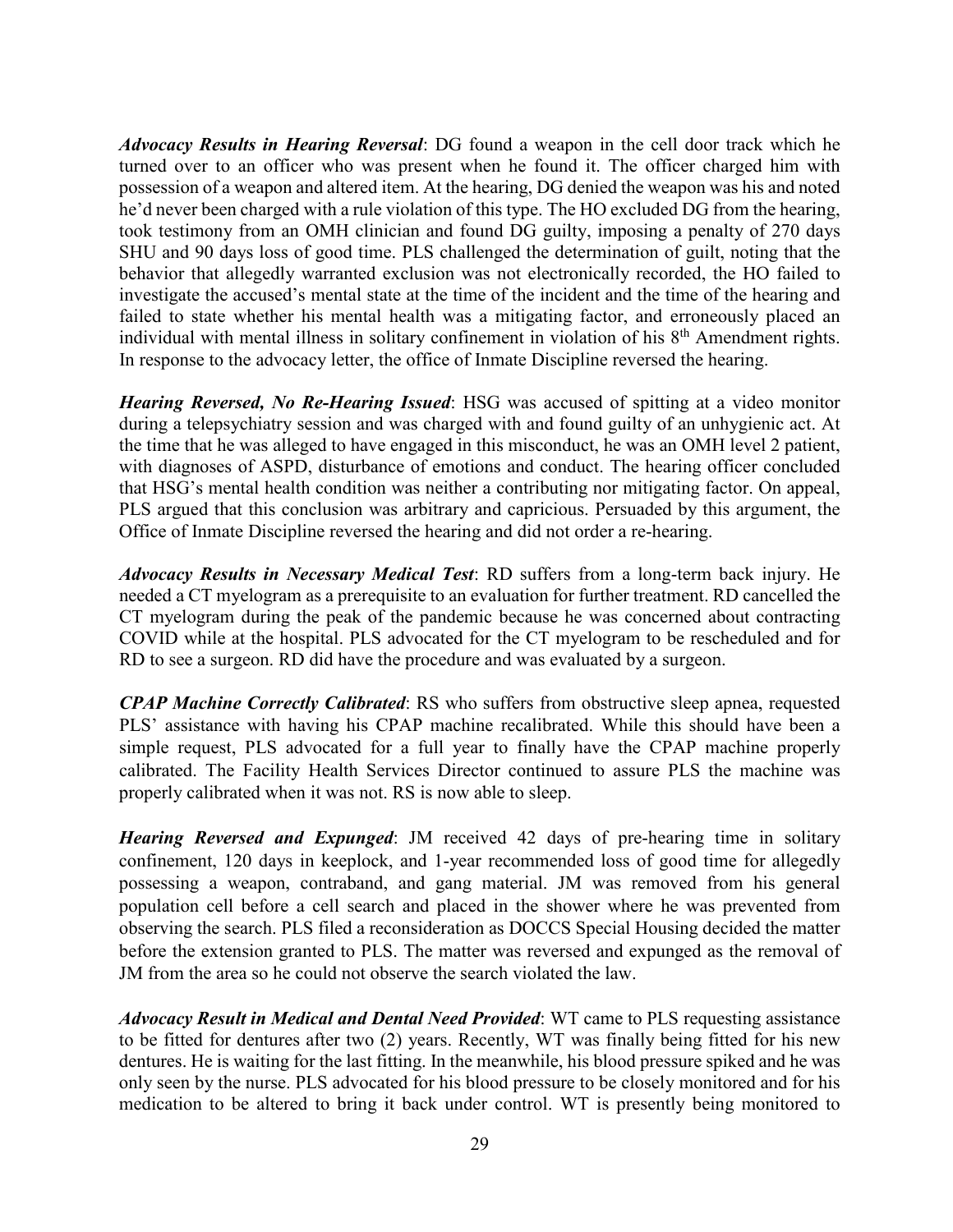***Advocacy Results in Hearing Reversal***: DG found a weapon in the cell door track which he turned over to an officer who was present when he found it. The officer charged him with possession of a weapon and altered item. At the hearing, DG denied the weapon was his and noted he'd never been charged with a rule violation of this type. The HO excluded DG from the hearing, took testimony from an OMH clinician and found DG guilty, imposing a penalty of 270 days SHU and 90 days loss of good time. PLS challenged the determination of guilt, noting that the behavior that allegedly warranted exclusion was not electronically recorded, the HO failed to investigate the accused's mental state at the time of the incident and the time of the hearing and failed to state whether his mental health was a mitigating factor, and erroneously placed an individual with mental illness in solitary confinement in violation of his 8th Amendment rights. In response to the advocacy letter, the office of Inmate Discipline reversed the hearing.

***Hearing Reversed, No Re-Hearing Issued***: HSG was accused of spitting at a video monitor during a telepsychiatry session and was charged with and found guilty of an unhygienic act. At the time that he was alleged to have engaged in this misconduct, he was an OMH level 2 patient, with diagnoses of ASPD, disturbance of emotions and conduct. The hearing officer concluded that HSG's mental health condition was neither a contributing nor mitigating factor. On appeal, PLS argued that this conclusion was arbitrary and capricious. Persuaded by this argument, the Office of Inmate Discipline reversed the hearing and did not order a re-hearing.

***Advocacy Results in Necessary Medical Test***: RD suffers from a long-term back injury. He needed a CT myelogram as a prerequisite to an evaluation for further treatment. RD cancelled the CT myelogram during the peak of the pandemic because he was concerned about contracting COVID while at the hospital. PLS advocated for the CT myelogram to be rescheduled and for RD to see a surgeon. RD did have the procedure and was evaluated by a surgeon.

***CPAP Machine Correctly Calibrated***: RS who suffers from obstructive sleep apnea, requested PLS' assistance with having his CPAP machine recalibrated. While this should have been a simple request, PLS advocated for a full year to finally have the CPAP machine properly calibrated. The Facility Health Services Director continued to assure PLS the machine was properly calibrated when it was not. RS is now able to sleep.

***Hearing Reversed and Expunged***: JM received 42 days of pre-hearing time in solitary confinement, 120 days in keeplock, and 1-year recommended loss of good time for allegedly possessing a weapon, contraband, and gang material. JM was removed from his general population cell before a cell search and placed in the shower where he was prevented from observing the search. PLS filed a reconsideration as DOCCS Special Housing decided the matter before the extension granted to PLS. The matter was reversed and expunged as the removal of JM from the area so he could not observe the search violated the law.

***Advocacy Result in Medical and Dental Need Provided***: WT came to PLS requesting assistance to be fitted for dentures after two (2) years. Recently, WT was finally being fitted for his new dentures. He is waiting for the last fitting. In the meanwhile, his blood pressure spiked and he was only seen by the nurse. PLS advocated for his blood pressure to be closely monitored and for his medication to be altered to bring it back under control. WT is presently being monitored to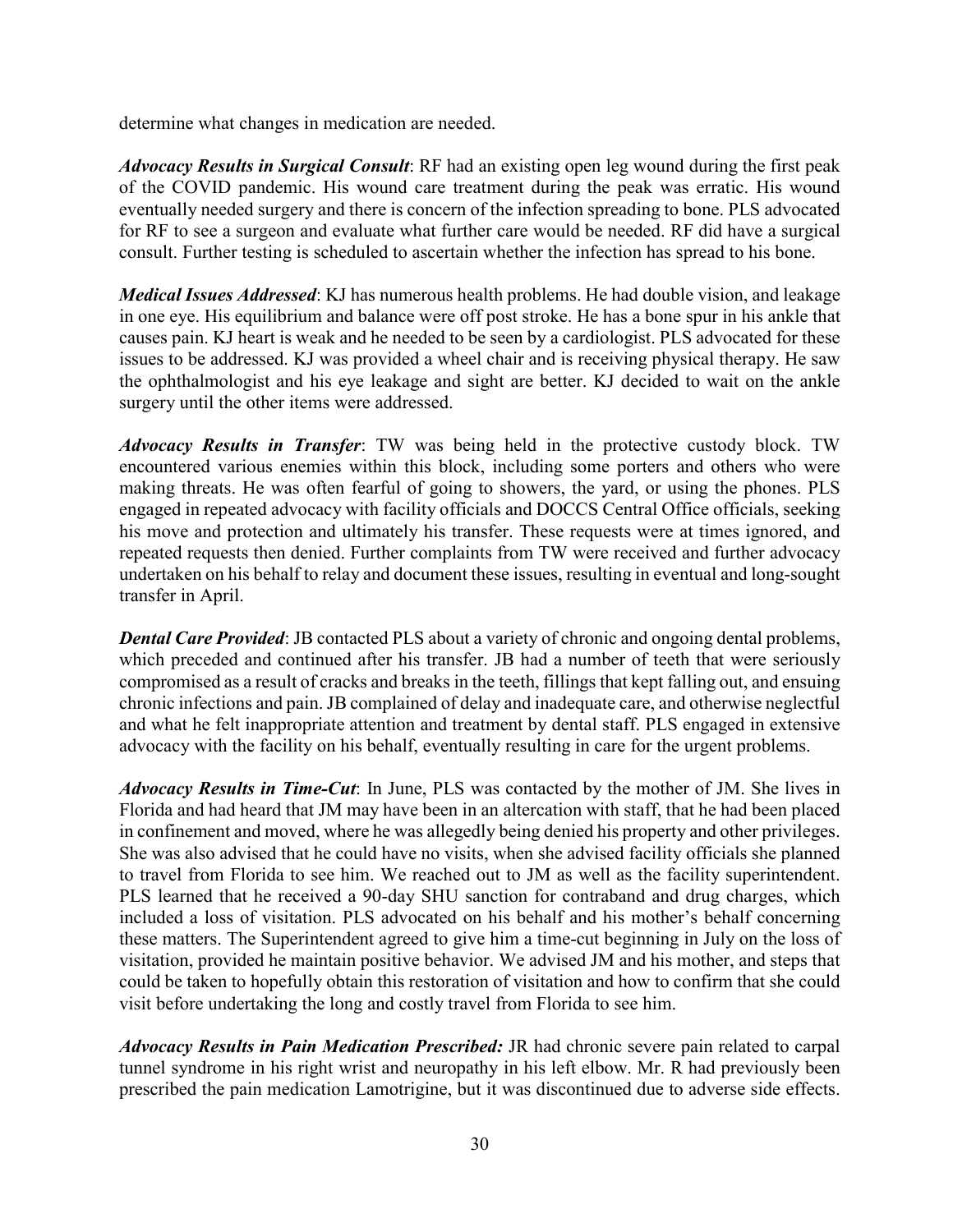determine what changes in medication are needed.

***Advocacy Results in Surgical Consult***: RF had an existing open leg wound during the first peak of the COVID pandemic. His wound care treatment during the peak was erratic. His wound eventually needed surgery and there is concern of the infection spreading to bone. PLS advocated for RF to see a surgeon and evaluate what further care would be needed. RF did have a surgical consult. Further testing is scheduled to ascertain whether the infection has spread to his bone.

***Medical Issues Addressed***: KJ has numerous health problems. He had double vision, and leakage in one eye. His equilibrium and balance were off post stroke. He has a bone spur in his ankle that causes pain. KJ heart is weak and he needed to be seen by a cardiologist. PLS advocated for these issues to be addressed. KJ was provided a wheel chair and is receiving physical therapy. He saw the ophthalmologist and his eye leakage and sight are better. KJ decided to wait on the ankle surgery until the other items were addressed.

***Advocacy Results in Transfer***: TW was being held in the protective custody block. TW encountered various enemies within this block, including some porters and others who were making threats. He was often fearful of going to showers, the yard, or using the phones. PLS engaged in repeated advocacy with facility officials and DOCCS Central Office officials, seeking his move and protection and ultimately his transfer. These requests were at times ignored, and repeated requests then denied. Further complaints from TW were received and further advocacy undertaken on his behalf to relay and document these issues, resulting in eventual and long-sought transfer in April.

***Dental Care Provided***: JB contacted PLS about a variety of chronic and ongoing dental problems, which preceded and continued after his transfer. JB had a number of teeth that were seriously compromised as a result of cracks and breaks in the teeth, fillings that kept falling out, and ensuing chronic infections and pain. JB complained of delay and inadequate care, and otherwise neglectful and what he felt inappropriate attention and treatment by dental staff. PLS engaged in extensive advocacy with the facility on his behalf, eventually resulting in care for the urgent problems.

***Advocacy Results in Time-Cut***: In June, PLS was contacted by the mother of JM. She lives in Florida and had heard that JM may have been in an altercation with staff, that he had been placed in confinement and moved, where he was allegedly being denied his property and other privileges. She was also advised that he could have no visits, when she advised facility officials she planned to travel from Florida to see him. We reached out to JM as well as the facility superintendent. PLS learned that he received a 90-day SHU sanction for contraband and drug charges, which included a loss of visitation. PLS advocated on his behalf and his mother's behalf concerning these matters. The Superintendent agreed to give him a time-cut beginning in July on the loss of visitation, provided he maintain positive behavior. We advised JM and his mother, and steps that could be taken to hopefully obtain this restoration of visitation and how to confirm that she could visit before undertaking the long and costly travel from Florida to see him.

***Advocacy Results in Pain Medication Prescribed:*** JR had chronic severe pain related to carpal tunnel syndrome in his right wrist and neuropathy in his left elbow. Mr. R had previously been prescribed the pain medication Lamotrigine, but it was discontinued due to adverse side effects.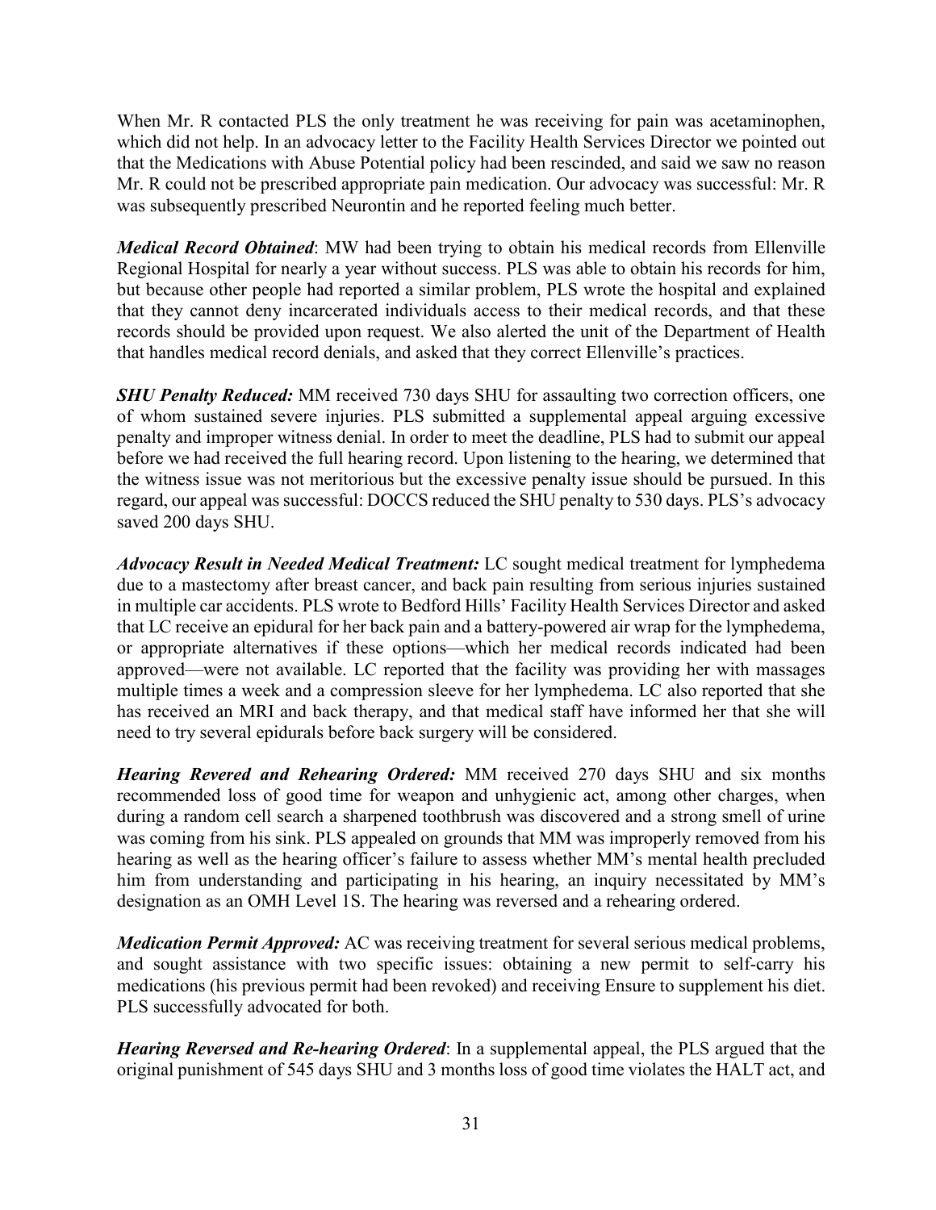When Mr. R contacted PLS the only treatment he was receiving for pain was acetaminophen, which did not help. In an advocacy letter to the Facility Health Services Director we pointed out that the Medications with Abuse Potential policy had been rescinded, and said we saw no reason Mr. R could not be prescribed appropriate pain medication. Our advocacy was successful: Mr. R was subsequently prescribed Neurontin and he reported feeling much better.

***Medical Record Obtained***: MW had been trying to obtain his medical records from Ellenville Regional Hospital for nearly a year without success. PLS was able to obtain his records for him, but because other people had reported a similar problem, PLS wrote the hospital and explained that they cannot deny incarcerated individuals access to their medical records, and that these records should be provided upon request. We also alerted the unit of the Department of Health that handles medical record denials, and asked that they correct Ellenville's practices.

***SHU Penalty Reduced:*** MM received 730 days SHU for assaulting two correction officers, one of whom sustained severe injuries. PLS submitted a supplemental appeal arguing excessive penalty and improper witness denial. In order to meet the deadline, PLS had to submit our appeal before we had received the full hearing record. Upon listening to the hearing, we determined that the witness issue was not meritorious but the excessive penalty issue should be pursued. In this regard, our appeal was successful: DOCCS reduced the SHU penalty to 530 days. PLS's advocacy saved 200 days SHU.

***Advocacy Result in Needed Medical Treatment:*** LC sought medical treatment for lymphedema due to a mastectomy after breast cancer, and back pain resulting from serious injuries sustained in multiple car accidents. PLS wrote to Bedford Hills' Facility Health Services Director and asked that LC receive an epidural for her back pain and a battery-powered air wrap for the lymphedema, or appropriate alternatives if these options—which her medical records indicated had been approved—were not available. LC reported that the facility was providing her with massages multiple times a week and a compression sleeve for her lymphedema. LC also reported that she has received an MRI and back therapy, and that medical staff have informed her that she will need to try several epidurals before back surgery will be considered.

***Hearing Revered and Rehearing Ordered:*** MM received 270 days SHU and six months recommended loss of good time for weapon and unhygienic act, among other charges, when during a random cell search a sharpened toothbrush was discovered and a strong smell of urine was coming from his sink. PLS appealed on grounds that MM was improperly removed from his hearing as well as the hearing officer's failure to assess whether MM's mental health precluded him from understanding and participating in his hearing, an inquiry necessitated by MM's designation as an OMH Level 1S. The hearing was reversed and a rehearing ordered.

***Medication Permit Approved:*** AC was receiving treatment for several serious medical problems, and sought assistance with two specific issues: obtaining a new permit to self-carry his medications (his previous permit had been revoked) and receiving Ensure to supplement his diet. PLS successfully advocated for both.

***Hearing Reversed and Re-hearing Ordered***: In a supplemental appeal, the PLS argued that the original punishment of 545 days SHU and 3 months loss of good time violates the HALT act, and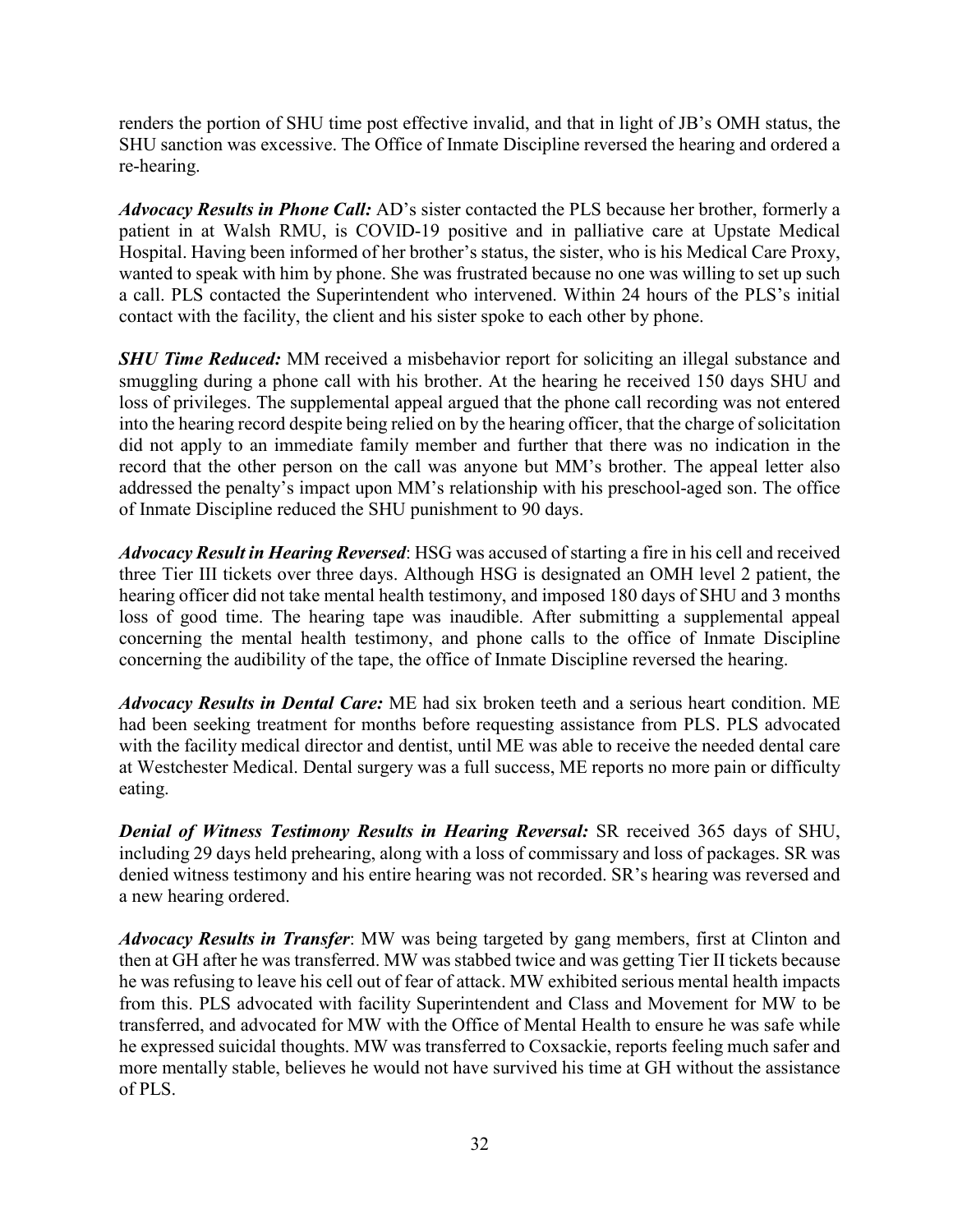renders the portion of SHU time post effective invalid, and that in light of JB's OMH status, the SHU sanction was excessive. The Office of Inmate Discipline reversed the hearing and ordered a re-hearing.

***Advocacy Results in Phone Call:*** AD's sister contacted the PLS because her brother, formerly a patient in at Walsh RMU, is COVID-19 positive and in palliative care at Upstate Medical Hospital. Having been informed of her brother's status, the sister, who is his Medical Care Proxy, wanted to speak with him by phone. She was frustrated because no one was willing to set up such a call. PLS contacted the Superintendent who intervened. Within 24 hours of the PLS's initial contact with the facility, the client and his sister spoke to each other by phone.

***SHU Time Reduced:*** MM received a misbehavior report for soliciting an illegal substance and smuggling during a phone call with his brother. At the hearing he received 150 days SHU and loss of privileges. The supplemental appeal argued that the phone call recording was not entered into the hearing record despite being relied on by the hearing officer, that the charge of solicitation did not apply to an immediate family member and further that there was no indication in the record that the other person on the call was anyone but MM's brother. The appeal letter also addressed the penalty's impact upon MM's relationship with his preschool-aged son. The office of Inmate Discipline reduced the SHU punishment to 90 days.

***Advocacy Result in Hearing Reversed***: HSG was accused of starting a fire in his cell and received three Tier III tickets over three days. Although HSG is designated an OMH level 2 patient, the hearing officer did not take mental health testimony, and imposed 180 days of SHU and 3 months loss of good time. The hearing tape was inaudible. After submitting a supplemental appeal concerning the mental health testimony, and phone calls to the office of Inmate Discipline concerning the audibility of the tape, the office of Inmate Discipline reversed the hearing.

***Advocacy Results in Dental Care:*** ME had six broken teeth and a serious heart condition. ME had been seeking treatment for months before requesting assistance from PLS. PLS advocated with the facility medical director and dentist, until ME was able to receive the needed dental care at Westchester Medical. Dental surgery was a full success, ME reports no more pain or difficulty eating.

***Denial of Witness Testimony Results in Hearing Reversal:*** SR received 365 days of SHU, including 29 days held prehearing, along with a loss of commissary and loss of packages. SR was denied witness testimony and his entire hearing was not recorded. SR's hearing was reversed and a new hearing ordered.

***Advocacy Results in Transfer***: MW was being targeted by gang members, first at Clinton and then at GH after he was transferred. MW was stabbed twice and was getting Tier II tickets because he was refusing to leave his cell out of fear of attack. MW exhibited serious mental health impacts from this. PLS advocated with facility Superintendent and Class and Movement for MW to be transferred, and advocated for MW with the Office of Mental Health to ensure he was safe while he expressed suicidal thoughts. MW was transferred to Coxsackie, reports feeling much safer and more mentally stable, believes he would not have survived his time at GH without the assistance of PLS.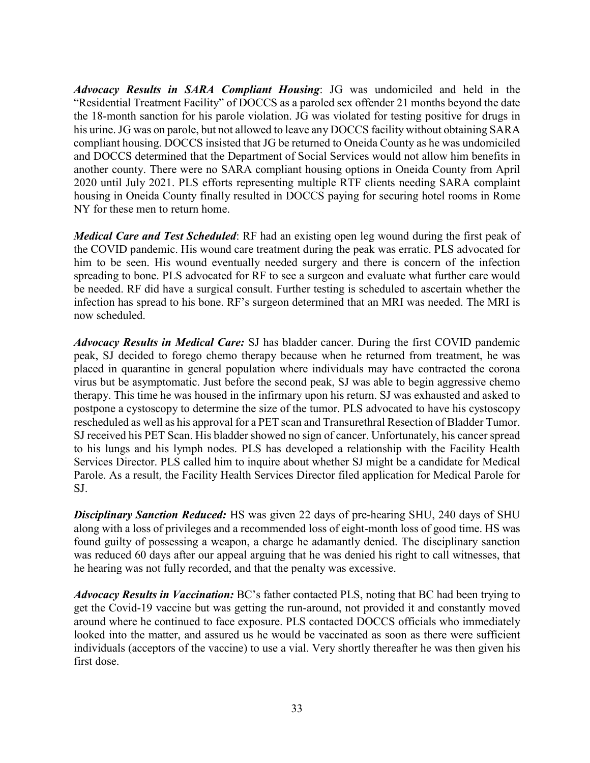***Advocacy Results in SARA Compliant Housing***: JG was undomiciled and held in the "Residential Treatment Facility" of DOCCS as a paroled sex offender 21 months beyond the date the 18-month sanction for his parole violation. JG was violated for testing positive for drugs in his urine. JG was on parole, but not allowed to leave any DOCCS facility without obtaining SARA compliant housing. DOCCS insisted that JG be returned to Oneida County as he was undomiciled and DOCCS determined that the Department of Social Services would not allow him benefits in another county. There were no SARA compliant housing options in Oneida County from April 2020 until July 2021. PLS efforts representing multiple RTF clients needing SARA complaint housing in Oneida County finally resulted in DOCCS paying for securing hotel rooms in Rome NY for these men to return home.

***Medical Care and Test Scheduled***: RF had an existing open leg wound during the first peak of the COVID pandemic. His wound care treatment during the peak was erratic. PLS advocated for him to be seen. His wound eventually needed surgery and there is concern of the infection spreading to bone. PLS advocated for RF to see a surgeon and evaluate what further care would be needed. RF did have a surgical consult. Further testing is scheduled to ascertain whether the infection has spread to his bone. RF's surgeon determined that an MRI was needed. The MRI is now scheduled.

***Advocacy Results in Medical Care:*** SJ has bladder cancer. During the first COVID pandemic peak, SJ decided to forego chemo therapy because when he returned from treatment, he was placed in quarantine in general population where individuals may have contracted the corona virus but be asymptomatic. Just before the second peak, SJ was able to begin aggressive chemo therapy. This time he was housed in the infirmary upon his return. SJ was exhausted and asked to postpone a cystoscopy to determine the size of the tumor. PLS advocated to have his cystoscopy rescheduled as well as his approval for a PET scan and Transurethral Resection of Bladder Tumor. SJ received his PET Scan. His bladder showed no sign of cancer. Unfortunately, his cancer spread to his lungs and his lymph nodes. PLS has developed a relationship with the Facility Health Services Director. PLS called him to inquire about whether SJ might be a candidate for Medical Parole. As a result, the Facility Health Services Director filed application for Medical Parole for SJ.

***Disciplinary Sanction Reduced:*** HS was given 22 days of pre-hearing SHU, 240 days of SHU along with a loss of privileges and a recommended loss of eight-month loss of good time. HS was found guilty of possessing a weapon, a charge he adamantly denied. The disciplinary sanction was reduced 60 days after our appeal arguing that he was denied his right to call witnesses, that he hearing was not fully recorded, and that the penalty was excessive.

***Advocacy Results in Vaccination:*** BC's father contacted PLS, noting that BC had been trying to get the Covid-19 vaccine but was getting the run-around, not provided it and constantly moved around where he continued to face exposure. PLS contacted DOCCS officials who immediately looked into the matter, and assured us he would be vaccinated as soon as there were sufficient individuals (acceptors of the vaccine) to use a vial. Very shortly thereafter he was then given his first dose.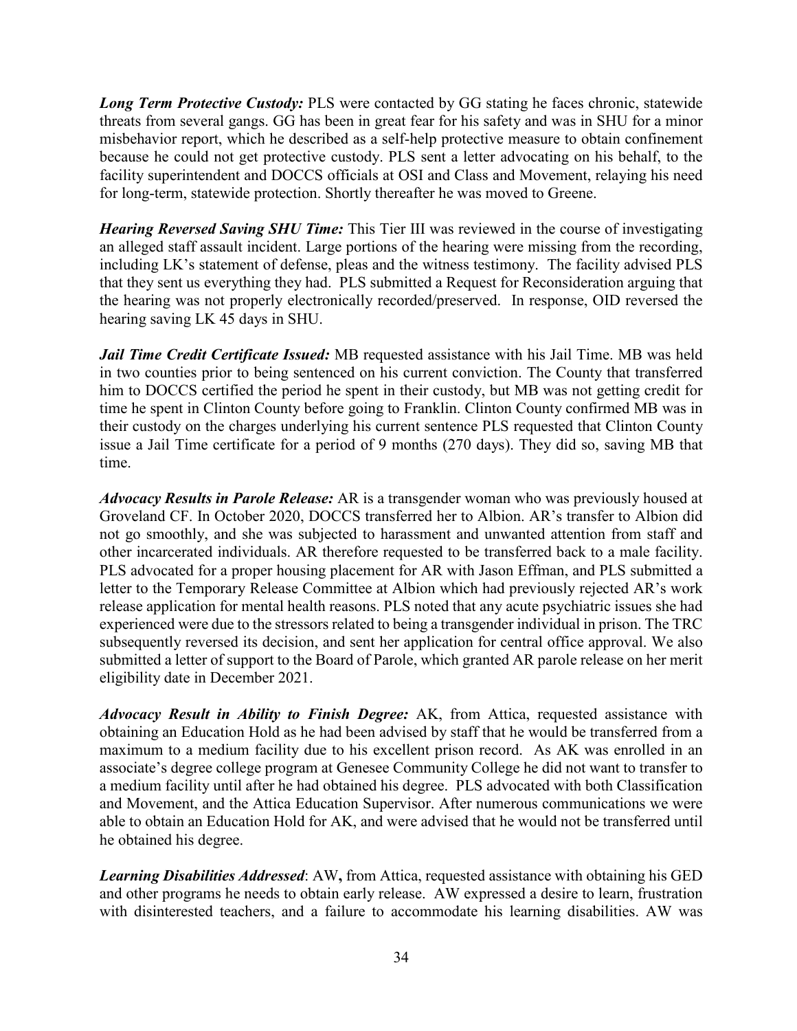***Long Term Protective Custody:*** PLS were contacted by GG stating he faces chronic, statewide threats from several gangs. GG has been in great fear for his safety and was in SHU for a minor misbehavior report, which he described as a self-help protective measure to obtain confinement because he could not get protective custody. PLS sent a letter advocating on his behalf, to the facility superintendent and DOCCS officials at OSI and Class and Movement, relaying his need for long-term, statewide protection. Shortly thereafter he was moved to Greene.

***Hearing Reversed Saving SHU Time:*** This Tier III was reviewed in the course of investigating an alleged staff assault incident. Large portions of the hearing were missing from the recording, including LK's statement of defense, pleas and the witness testimony. The facility advised PLS that they sent us everything they had. PLS submitted a Request for Reconsideration arguing that the hearing was not properly electronically recorded/preserved. In response, OID reversed the hearing saving LK 45 days in SHU.

***Jail Time Credit Certificate Issued:*** MB requested assistance with his Jail Time. MB was held in two counties prior to being sentenced on his current conviction. The County that transferred him to DOCCS certified the period he spent in their custody, but MB was not getting credit for time he spent in Clinton County before going to Franklin. Clinton County confirmed MB was in their custody on the charges underlying his current sentence PLS requested that Clinton County issue a Jail Time certificate for a period of 9 months (270 days). They did so, saving MB that time.

***Advocacy Results in Parole Release:*** AR is a transgender woman who was previously housed at Groveland CF. In October 2020, DOCCS transferred her to Albion. AR's transfer to Albion did not go smoothly, and she was subjected to harassment and unwanted attention from staff and other incarcerated individuals. AR therefore requested to be transferred back to a male facility. PLS advocated for a proper housing placement for AR with Jason Effman, and PLS submitted a letter to the Temporary Release Committee at Albion which had previously rejected AR's work release application for mental health reasons. PLS noted that any acute psychiatric issues she had experienced were due to the stressors related to being a transgender individual in prison. The TRC subsequently reversed its decision, and sent her application for central office approval. We also submitted a letter of support to the Board of Parole, which granted AR parole release on her merit eligibility date in December 2021.

***Advocacy Result in Ability to Finish Degree:*** AK, from Attica, requested assistance with obtaining an Education Hold as he had been advised by staff that he would be transferred from a maximum to a medium facility due to his excellent prison record. As AK was enrolled in an associate's degree college program at Genesee Community College he did not want to transfer to a medium facility until after he had obtained his degree. PLS advocated with both Classification and Movement, and the Attica Education Supervisor. After numerous communications we were able to obtain an Education Hold for AK, and were advised that he would not be transferred until he obtained his degree.

***Learning Disabilities Addressed***: AW**,** from Attica, requested assistance with obtaining his GED and other programs he needs to obtain early release. AW expressed a desire to learn, frustration with disinterested teachers, and a failure to accommodate his learning disabilities. AW was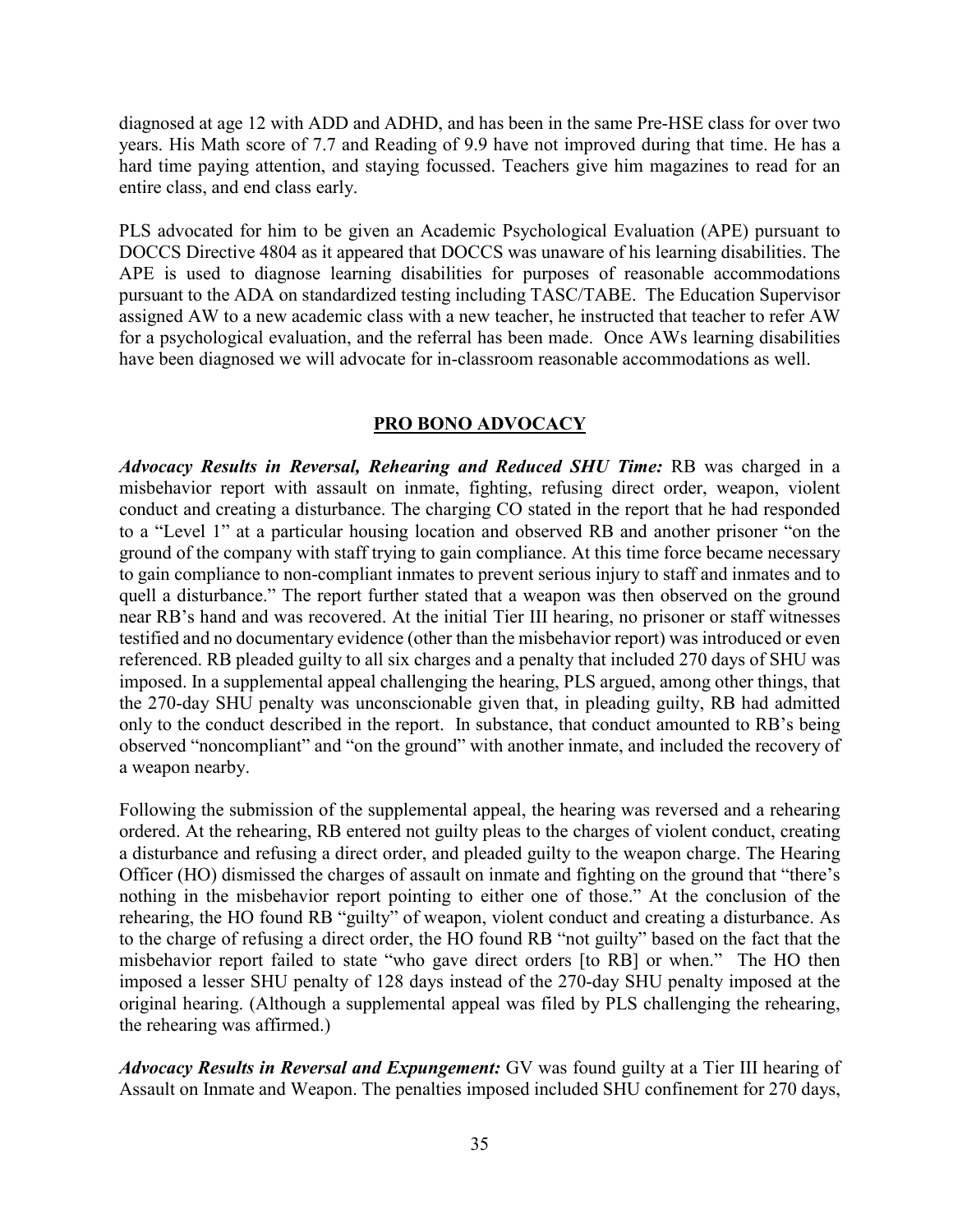diagnosed at age 12 with ADD and ADHD, and has been in the same Pre-HSE class for over two years. His Math score of 7.7 and Reading of 9.9 have not improved during that time. He has a hard time paying attention, and staying focussed. Teachers give him magazines to read for an entire class, and end class early.

PLS advocated for him to be given an Academic Psychological Evaluation (APE) pursuant to DOCCS Directive 4804 as it appeared that DOCCS was unaware of his learning disabilities. The APE is used to diagnose learning disabilities for purposes of reasonable accommodations pursuant to the ADA on standardized testing including TASC/TABE. The Education Supervisor assigned AW to a new academic class with a new teacher, he instructed that teacher to refer AW for a psychological evaluation, and the referral has been made. Once AWs learning disabilities have been diagnosed we will advocate for in-classroom reasonable accommodations as well.

## PRO BONO ADVOCACY

***Advocacy Results in Reversal, Rehearing and Reduced SHU Time:*** RB was charged in a misbehavior report with assault on inmate, fighting, refusing direct order, weapon, violent conduct and creating a disturbance. The charging CO stated in the report that he had responded to a "Level 1" at a particular housing location and observed RB and another prisoner "on the ground of the company with staff trying to gain compliance. At this time force became necessary to gain compliance to non-compliant inmates to prevent serious injury to staff and inmates and to quell a disturbance." The report further stated that a weapon was then observed on the ground near RB's hand and was recovered. At the initial Tier III hearing, no prisoner or staff witnesses testified and no documentary evidence (other than the misbehavior report) was introduced or even referenced. RB pleaded guilty to all six charges and a penalty that included 270 days of SHU was imposed. In a supplemental appeal challenging the hearing, PLS argued, among other things, that the 270-day SHU penalty was unconscionable given that, in pleading guilty, RB had admitted only to the conduct described in the report. In substance, that conduct amounted to RB's being observed "noncompliant" and "on the ground" with another inmate, and included the recovery of a weapon nearby.

Following the submission of the supplemental appeal, the hearing was reversed and a rehearing ordered. At the rehearing, RB entered not guilty pleas to the charges of violent conduct, creating a disturbance and refusing a direct order, and pleaded guilty to the weapon charge. The Hearing Officer (HO) dismissed the charges of assault on inmate and fighting on the ground that "there's nothing in the misbehavior report pointing to either one of those." At the conclusion of the rehearing, the HO found RB "guilty" of weapon, violent conduct and creating a disturbance. As to the charge of refusing a direct order, the HO found RB "not guilty" based on the fact that the misbehavior report failed to state "who gave direct orders [to RB] or when." The HO then imposed a lesser SHU penalty of 128 days instead of the 270-day SHU penalty imposed at the original hearing. (Although a supplemental appeal was filed by PLS challenging the rehearing, the rehearing was affirmed.)

***Advocacy Results in Reversal and Expungement:*** GV was found guilty at a Tier III hearing of Assault on Inmate and Weapon. The penalties imposed included SHU confinement for 270 days,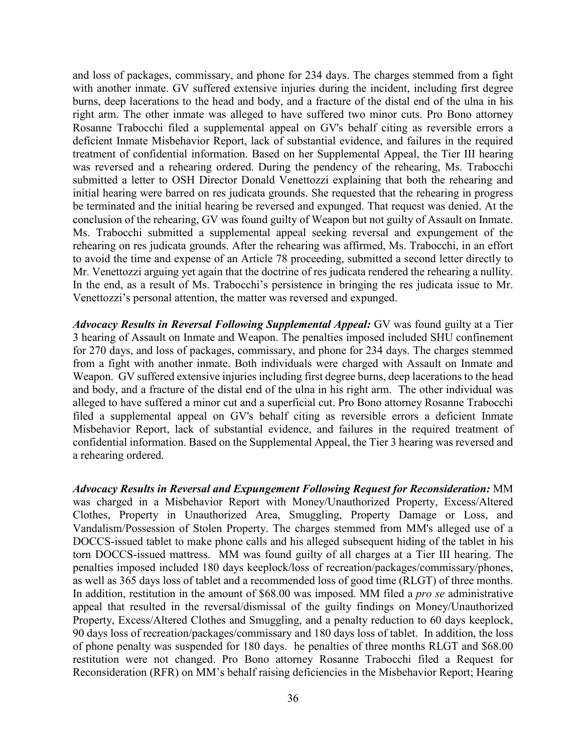and loss of packages, commissary, and phone for 234 days. The charges stemmed from a fight with another inmate. GV suffered extensive injuries during the incident, including first degree burns, deep lacerations to the head and body, and a fracture of the distal end of the ulna in his right arm. The other inmate was alleged to have suffered two minor cuts. Pro Bono attorney Rosanne Trabocchi filed a supplemental appeal on GV's behalf citing as reversible errors a deficient Inmate Misbehavior Report, lack of substantial evidence, and failures in the required treatment of confidential information. Based on her Supplemental Appeal, the Tier III hearing was reversed and a rehearing ordered. During the pendency of the rehearing, Ms. Trabocchi submitted a letter to OSH Director Donald Venettozzi explaining that both the rehearing and initial hearing were barred on res judicata grounds. She requested that the rehearing in progress be terminated and the initial hearing be reversed and expunged. That request was denied. At the conclusion of the rehearing, GV was found guilty of Weapon but not guilty of Assault on Inmate. Ms. Trabocchi submitted a supplemental appeal seeking reversal and expungement of the rehearing on res judicata grounds. After the rehearing was affirmed, Ms. Trabocchi, in an effort to avoid the time and expense of an Article 78 proceeding, submitted a second letter directly to Mr. Venettozzi arguing yet again that the doctrine of res judicata rendered the rehearing a nullity. In the end, as a result of Ms. Trabocchi's persistence in bringing the res judicata issue to Mr. Venettozzi's personal attention, the matter was reversed and expunged.

***Advocacy Results in Reversal Following Supplemental Appeal:*** GV was found guilty at a Tier 3 hearing of Assault on Inmate and Weapon. The penalties imposed included SHU confinement for 270 days, and loss of packages, commissary, and phone for 234 days. The charges stemmed from a fight with another inmate. Both individuals were charged with Assault on Inmate and Weapon. GV suffered extensive injuries including first degree burns, deep lacerations to the head and body, and a fracture of the distal end of the ulna in his right arm. The other individual was alleged to have suffered a minor cut and a superficial cut. Pro Bono attorney Rosanne Trabocchi filed a supplemental appeal on GV's behalf citing as reversible errors a deficient Inmate Misbehavior Report, lack of substantial evidence, and failures in the required treatment of confidential information. Based on the Supplemental Appeal, the Tier 3 hearing was reversed and a rehearing ordered.

***Advocacy Results in Reversal and Expungement Following Request for Reconsideration:*** MM was charged in a Misbehavior Report with Money/Unauthorized Property, Excess/Altered Clothes, Property in Unauthorized Area, Smuggling, Property Damage or Loss, and Vandalism/Possession of Stolen Property. The charges stemmed from MM's alleged use of a DOCCS-issued tablet to make phone calls and his alleged subsequent hiding of the tablet in his torn DOCCS-issued mattress. MM was found guilty of all charges at a Tier III hearing. The penalties imposed included 180 days keeplock/loss of recreation/packages/commissary/phones, as well as 365 days loss of tablet and a recommended loss of good time (RLGT) of three months. In addition, restitution in the amount of $68.00 was imposed. MM filed a *pro se* administrative appeal that resulted in the reversal/dismissal of the guilty findings on Money/Unauthorized Property, Excess/Altered Clothes and Smuggling, and a penalty reduction to 60 days keeplock, 90 days loss of recreation/packages/commissary and 180 days loss of tablet. In addition, the loss of phone penalty was suspended for 180 days. he penalties of three months RLGT and $68.00 restitution were not changed. Pro Bono attorney Rosanne Trabocchi filed a Request for Reconsideration (RFR) on MM's behalf raising deficiencies in the Misbehavior Report; Hearing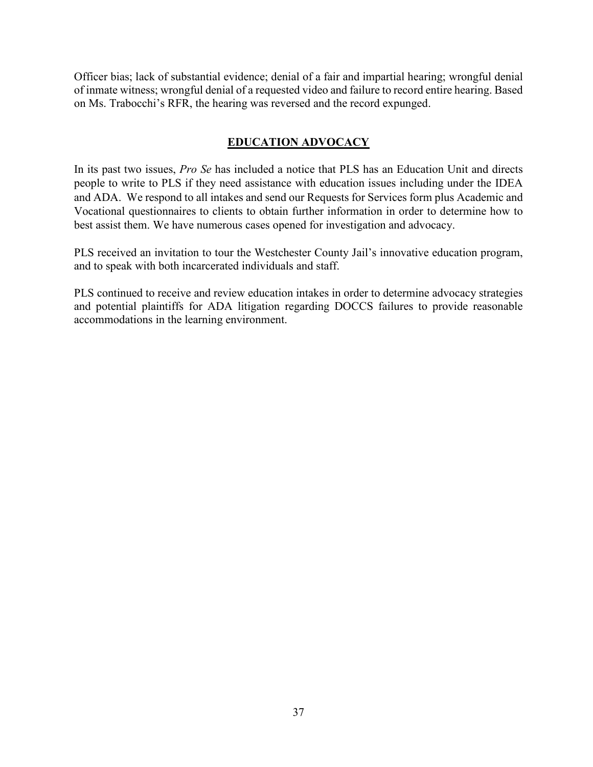Officer bias; lack of substantial evidence; denial of a fair and impartial hearing; wrongful denial of inmate witness; wrongful denial of a requested video and failure to record entire hearing. Based on Ms. Trabocchi's RFR, the hearing was reversed and the record expunged.

## EDUCATION ADVOCACY

In its past two issues, *Pro Se* has included a notice that PLS has an Education Unit and directs people to write to PLS if they need assistance with education issues including under the IDEA and ADA. We respond to all intakes and send our Requests for Services form plus Academic and Vocational questionnaires to clients to obtain further information in order to determine how to best assist them. We have numerous cases opened for investigation and advocacy.

PLS received an invitation to tour the Westchester County Jail's innovative education program, and to speak with both incarcerated individuals and staff.

PLS continued to receive and review education intakes in order to determine advocacy strategies and potential plaintiffs for ADA litigation regarding DOCCS failures to provide reasonable accommodations in the learning environment.